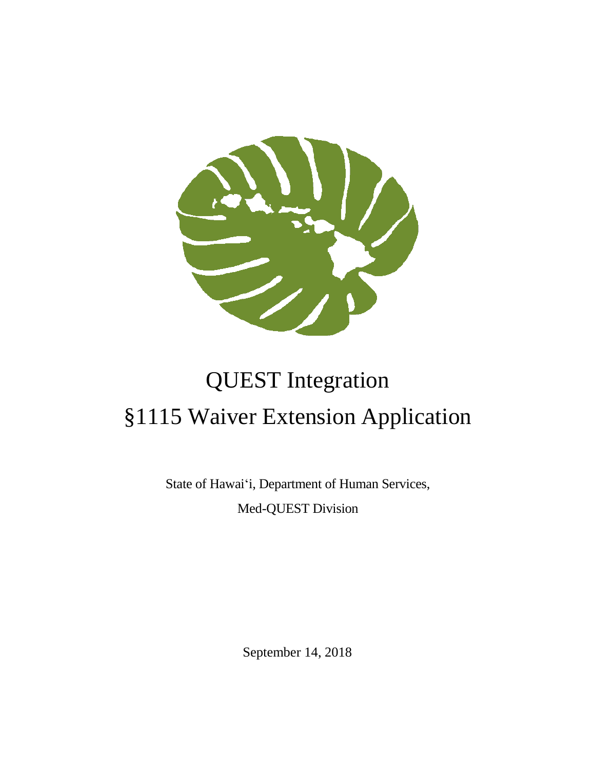# QUEST Integration

# §1115 Waiver Extension Application

State of Hawai‘i, Department of Human Services,

Med-QUEST Division

September 14, 2018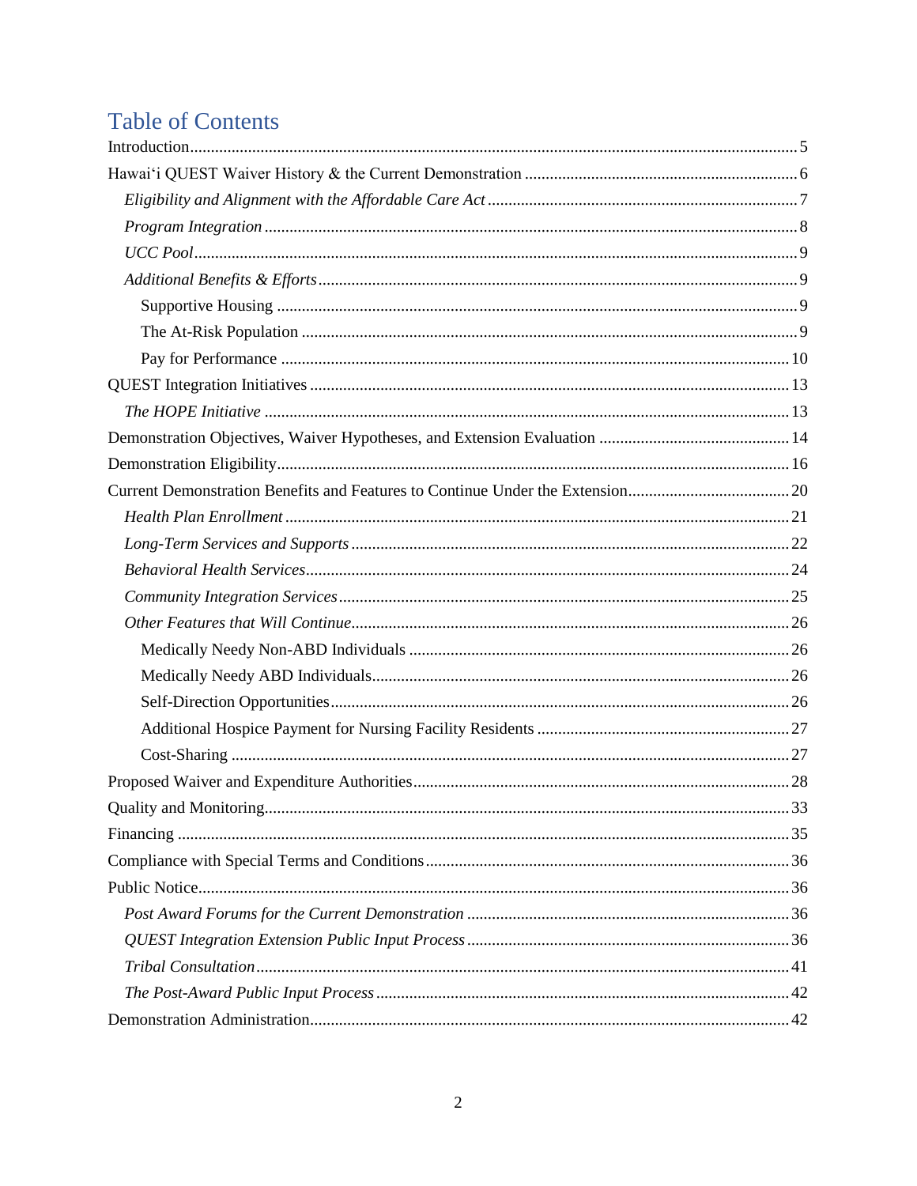# Table of Contents

Introduction ..... 5

Hawai'i QUEST Waiver History & the Current Demonstration ..... 6

- *Eligibility and Alignment with the Affordable Care Act* ..... 7
- *Program Integration* ..... 8
- *UCC Pool* ..... 9
- *Additional Benefits & Efforts* ..... 9
  - Supportive Housing ..... 9
  - The At-Risk Population ..... 9
  - Pay for Performance ..... 10

QUEST Integration Initiatives ..... 13

- *The HOPE Initiative* ..... 13

Demonstration Objectives, Waiver Hypotheses, and Extension Evaluation ..... 14

Demonstration Eligibility ..... 16

Current Demonstration Benefits and Features to Continue Under the Extension ..... 20

- *Health Plan Enrollment* ..... 21
- *Long-Term Services and Supports* ..... 22
- *Behavioral Health Services* ..... 24
- *Community Integration Services* ..... 25
- *Other Features that Will Continue* ..... 26
  - Medically Needy Non-ABD Individuals ..... 26
  - Medically Needy ABD Individuals ..... 26
  - Self-Direction Opportunities ..... 26
  - Additional Hospice Payment for Nursing Facility Residents ..... 27
  - Cost-Sharing ..... 27

Proposed Waiver and Expenditure Authorities ..... 28

Quality and Monitoring ..... 33

Financing ..... 35

Compliance with Special Terms and Conditions ..... 36

Public Notice ..... 36

- *Post Award Forums for the Current Demonstration* ..... 36
- *QUEST Integration Extension Public Input Process* ..... 36
- *Tribal Consultation* ..... 41
- *The Post-Award Public Input Process* ..... 42

Demonstration Administration ..... 42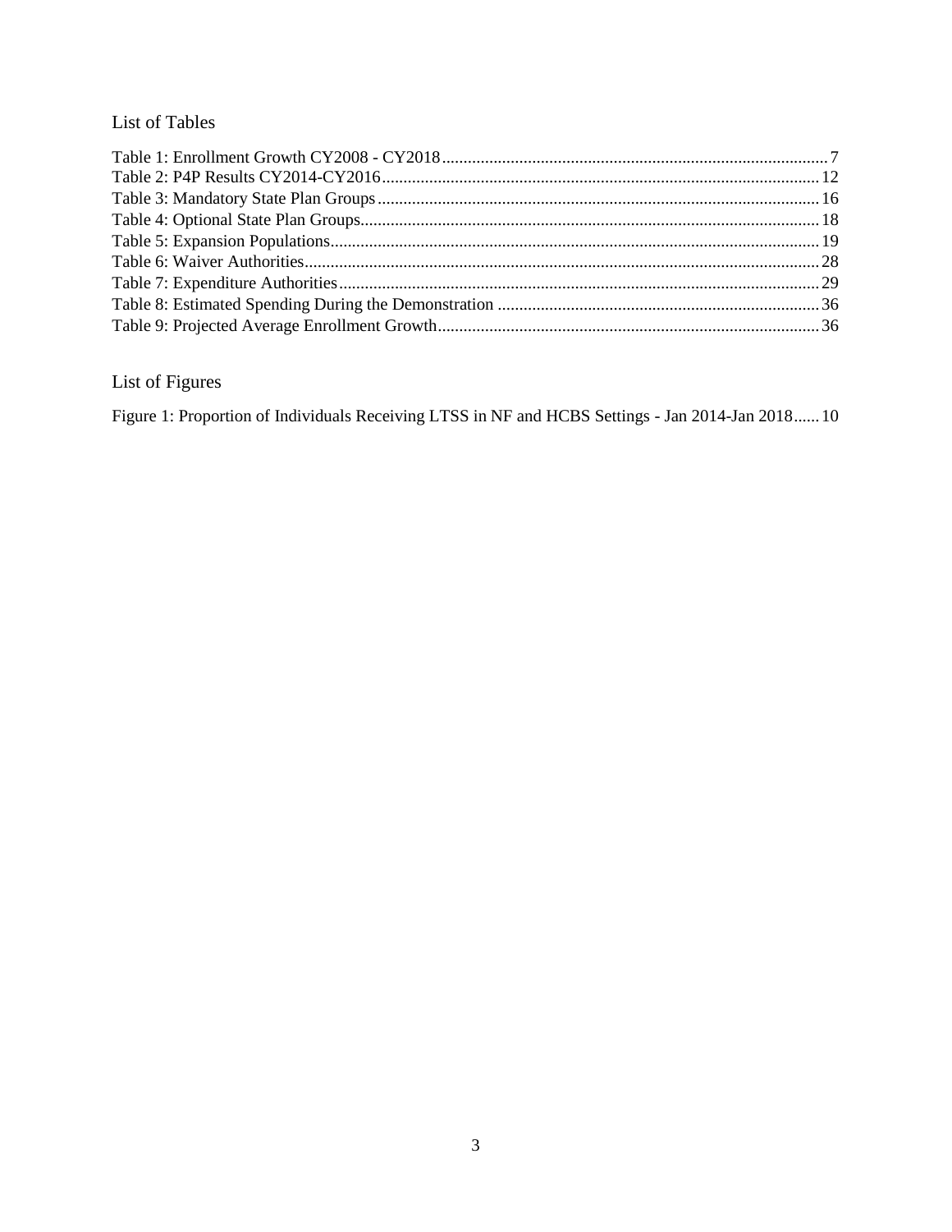## List of Tables

Table 1: Enrollment Growth CY2008 - CY2018 .......... 7
Table 2: P4P Results CY2014-CY2016 .......... 12
Table 3: Mandatory State Plan Groups .......... 16
Table 4: Optional State Plan Groups .......... 18
Table 5: Expansion Populations .......... 19
Table 6: Waiver Authorities .......... 28
Table 7: Expenditure Authorities .......... 29
Table 8: Estimated Spending During the Demonstration .......... 36
Table 9: Projected Average Enrollment Growth .......... 36

## List of Figures

Figure 1: Proportion of Individuals Receiving LTSS in NF and HCBS Settings - Jan 2014-Jan 2018 .......... 10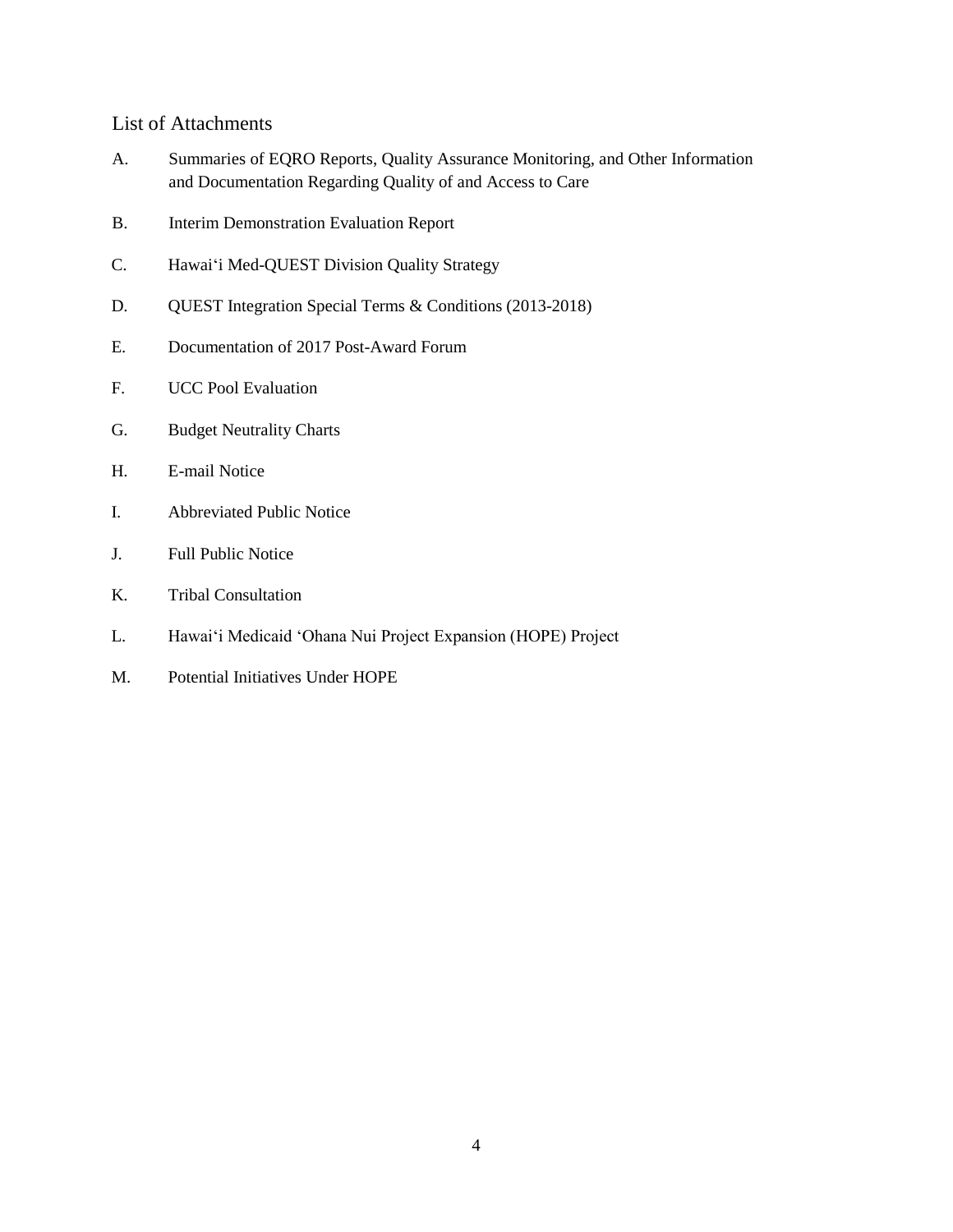## List of Attachments

A. Summaries of EQRO Reports, Quality Assurance Monitoring, and Other Information and Documentation Regarding Quality of and Access to Care

B. Interim Demonstration Evaluation Report

C. Hawai'i Med-QUEST Division Quality Strategy

D. QUEST Integration Special Terms & Conditions (2013-2018)

E. Documentation of 2017 Post-Award Forum

F. UCC Pool Evaluation

G. Budget Neutrality Charts

H. E-mail Notice

I. Abbreviated Public Notice

J. Full Public Notice

K. Tribal Consultation

L. Hawai'i Medicaid 'Ohana Nui Project Expansion (HOPE) Project

M. Potential Initiatives Under HOPE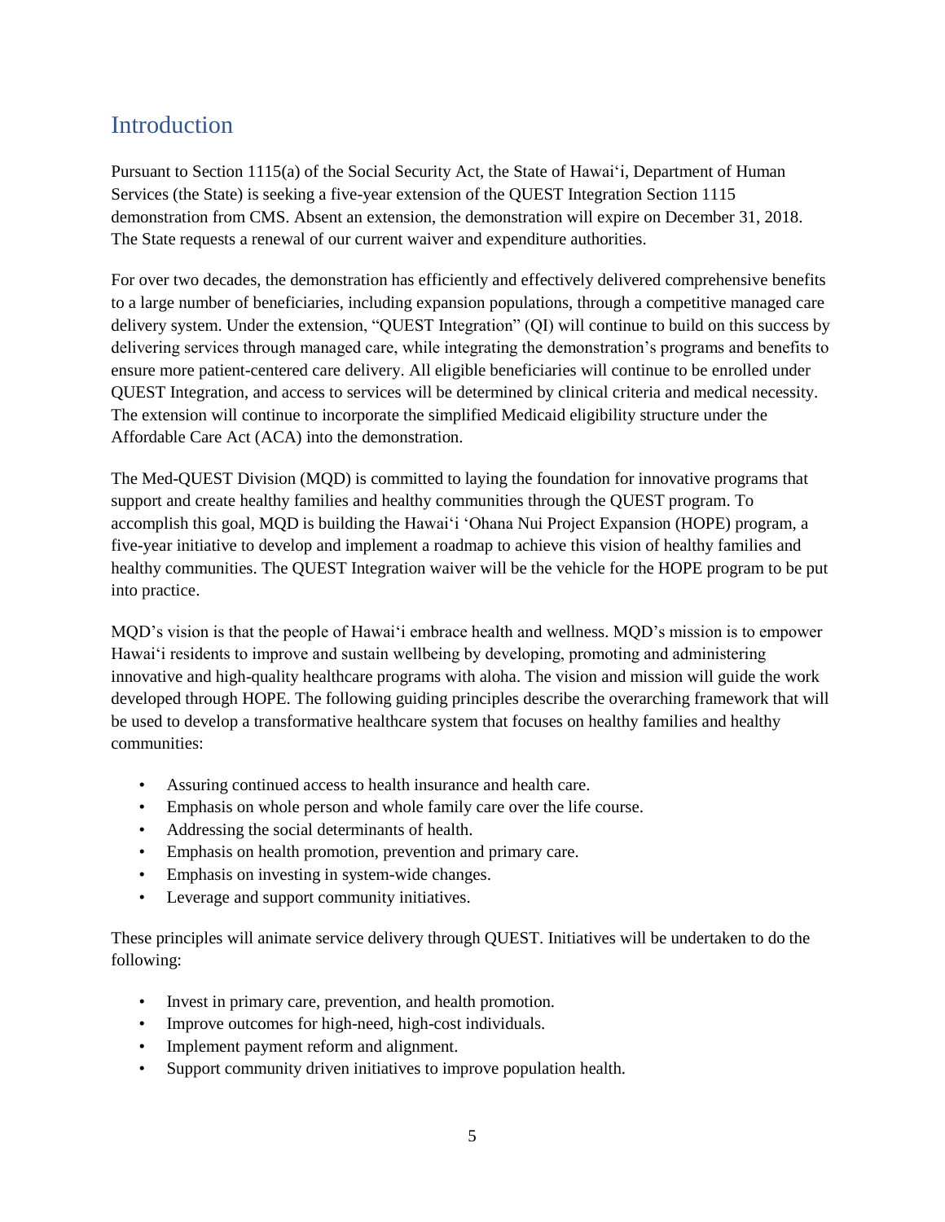## Introduction

Pursuant to Section 1115(a) of the Social Security Act, the State of Hawai‘i, Department of Human Services (the State) is seeking a five-year extension of the QUEST Integration Section 1115 demonstration from CMS. Absent an extension, the demonstration will expire on December 31, 2018. The State requests a renewal of our current waiver and expenditure authorities.

For over two decades, the demonstration has efficiently and effectively delivered comprehensive benefits to a large number of beneficiaries, including expansion populations, through a competitive managed care delivery system. Under the extension, “QUEST Integration” (QI) will continue to build on this success by delivering services through managed care, while integrating the demonstration’s programs and benefits to ensure more patient-centered care delivery. All eligible beneficiaries will continue to be enrolled under QUEST Integration, and access to services will be determined by clinical criteria and medical necessity. The extension will continue to incorporate the simplified Medicaid eligibility structure under the Affordable Care Act (ACA) into the demonstration.

The Med-QUEST Division (MQD) is committed to laying the foundation for innovative programs that support and create healthy families and healthy communities through the QUEST program. To accomplish this goal, MQD is building the Hawai‘i ‘Ohana Nui Project Expansion (HOPE) program, a five-year initiative to develop and implement a roadmap to achieve this vision of healthy families and healthy communities. The QUEST Integration waiver will be the vehicle for the HOPE program to be put into practice.

MQD’s vision is that the people of Hawai‘i embrace health and wellness. MQD’s mission is to empower Hawai‘i residents to improve and sustain wellbeing by developing, promoting and administering innovative and high-quality healthcare programs with aloha. The vision and mission will guide the work developed through HOPE. The following guiding principles describe the overarching framework that will be used to develop a transformative healthcare system that focuses on healthy families and healthy communities:

- Assuring continued access to health insurance and health care.
- Emphasis on whole person and whole family care over the life course.
- Addressing the social determinants of health.
- Emphasis on health promotion, prevention and primary care.
- Emphasis on investing in system-wide changes.
- Leverage and support community initiatives.

These principles will animate service delivery through QUEST. Initiatives will be undertaken to do the following:

- Invest in primary care, prevention, and health promotion.
- Improve outcomes for high-need, high-cost individuals.
- Implement payment reform and alignment.
- Support community driven initiatives to improve population health.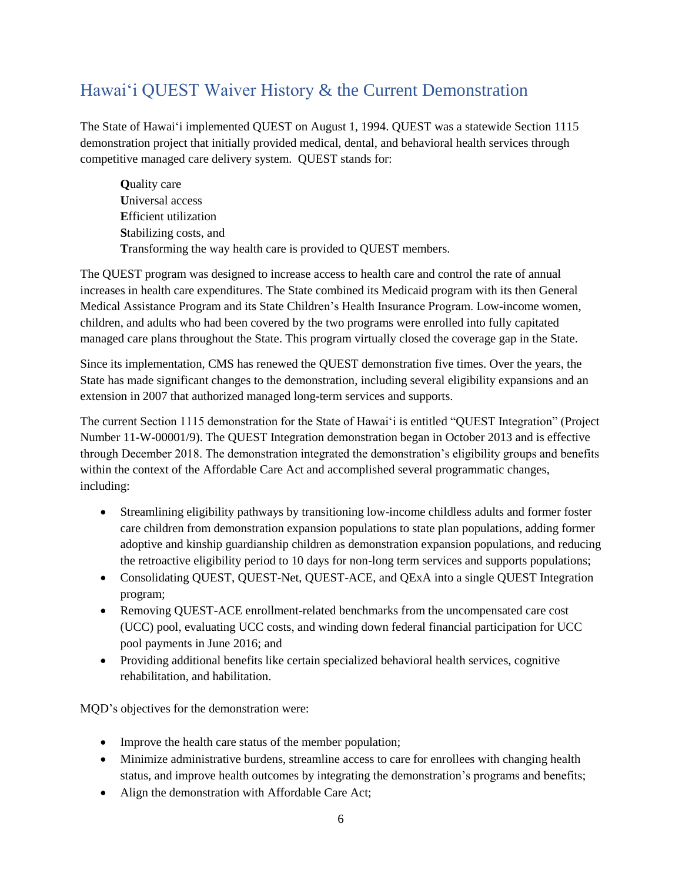## Hawaiʻi QUEST Waiver History & the Current Demonstration

The State of Hawaiʻi implemented QUEST on August 1, 1994. QUEST was a statewide Section 1115 demonstration project that initially provided medical, dental, and behavioral health services through competitive managed care delivery system. QUEST stands for:

> **Q**uality care
> **U**niversal access
> **E**fficient utilization
> **S**tabilizing costs, and
> **T**ransforming the way health care is provided to QUEST members.

The QUEST program was designed to increase access to health care and control the rate of annual increases in health care expenditures. The State combined its Medicaid program with its then General Medical Assistance Program and its State Children's Health Insurance Program. Low-income women, children, and adults who had been covered by the two programs were enrolled into fully capitated managed care plans throughout the State. This program virtually closed the coverage gap in the State.

Since its implementation, CMS has renewed the QUEST demonstration five times. Over the years, the State has made significant changes to the demonstration, including several eligibility expansions and an extension in 2007 that authorized managed long-term services and supports.

The current Section 1115 demonstration for the State of Hawaiʻi is entitled "QUEST Integration" (Project Number 11-W-00001/9). The QUEST Integration demonstration began in October 2013 and is effective through December 2018. The demonstration integrated the demonstration's eligibility groups and benefits within the context of the Affordable Care Act and accomplished several programmatic changes, including:

- Streamlining eligibility pathways by transitioning low-income childless adults and former foster care children from demonstration expansion populations to state plan populations, adding former adoptive and kinship guardianship children as demonstration expansion populations, and reducing the retroactive eligibility period to 10 days for non-long term services and supports populations;
- Consolidating QUEST, QUEST-Net, QUEST-ACE, and QExA into a single QUEST Integration program;
- Removing QUEST-ACE enrollment-related benchmarks from the uncompensated care cost (UCC) pool, evaluating UCC costs, and winding down federal financial participation for UCC pool payments in June 2016; and
- Providing additional benefits like certain specialized behavioral health services, cognitive rehabilitation, and habilitation.

MQD's objectives for the demonstration were:

- Improve the health care status of the member population;
- Minimize administrative burdens, streamline access to care for enrollees with changing health status, and improve health outcomes by integrating the demonstration's programs and benefits;
- Align the demonstration with Affordable Care Act;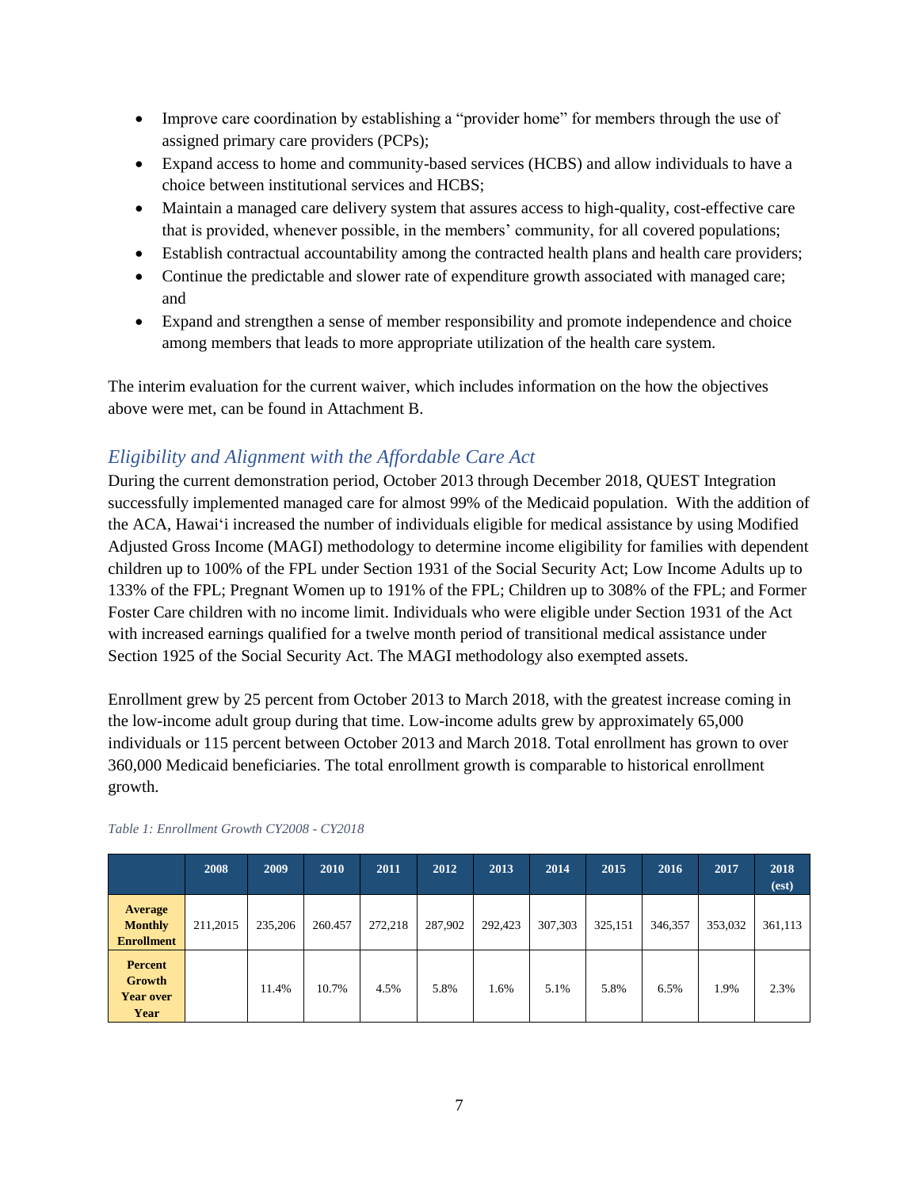- Improve care coordination by establishing a "provider home" for members through the use of assigned primary care providers (PCPs);
- Expand access to home and community-based services (HCBS) and allow individuals to have a choice between institutional services and HCBS;
- Maintain a managed care delivery system that assures access to high-quality, cost-effective care that is provided, whenever possible, in the members' community, for all covered populations;
- Establish contractual accountability among the contracted health plans and health care providers;
- Continue the predictable and slower rate of expenditure growth associated with managed care; and
- Expand and strengthen a sense of member responsibility and promote independence and choice among members that leads to more appropriate utilization of the health care system.

The interim evaluation for the current waiver, which includes information on the how the objectives above were met, can be found in Attachment B.

## *Eligibility and Alignment with the Affordable Care Act*

During the current demonstration period, October 2013 through December 2018, QUEST Integration successfully implemented managed care for almost 99% of the Medicaid population. With the addition of the ACA, Hawai'i increased the number of individuals eligible for medical assistance by using Modified Adjusted Gross Income (MAGI) methodology to determine income eligibility for families with dependent children up to 100% of the FPL under Section 1931 of the Social Security Act; Low Income Adults up to 133% of the FPL; Pregnant Women up to 191% of the FPL; Children up to 308% of the FPL; and Former Foster Care children with no income limit. Individuals who were eligible under Section 1931 of the Act with increased earnings qualified for a twelve month period of transitional medical assistance under Section 1925 of the Social Security Act. The MAGI methodology also exempted assets.

Enrollment grew by 25 percent from October 2013 to March 2018, with the greatest increase coming in the low-income adult group during that time. Low-income adults grew by approximately 65,000 individuals or 115 percent between October 2013 and March 2018. Total enrollment has grown to over 360,000 Medicaid beneficiaries. The total enrollment growth is comparable to historical enrollment growth.

*Table 1: Enrollment Growth CY2008 - CY2018*

| | 2008 | 2009 | 2010 | 2011 | 2012 | 2013 | 2014 | 2015 | 2016 | 2017 | 2018 (est) |
|---|---|---|---|---|---|---|---|---|---|---|---|
| **Average Monthly Enrollment** | 211,2015 | 235,206 | 260.457 | 272,218 | 287,902 | 292,423 | 307,303 | 325,151 | 346,357 | 353,032 | 361,113 |
| **Percent Growth Year over Year** | | 11.4% | 10.7% | 4.5% | 5.8% | 1.6% | 5.1% | 5.8% | 6.5% | 1.9% | 2.3% |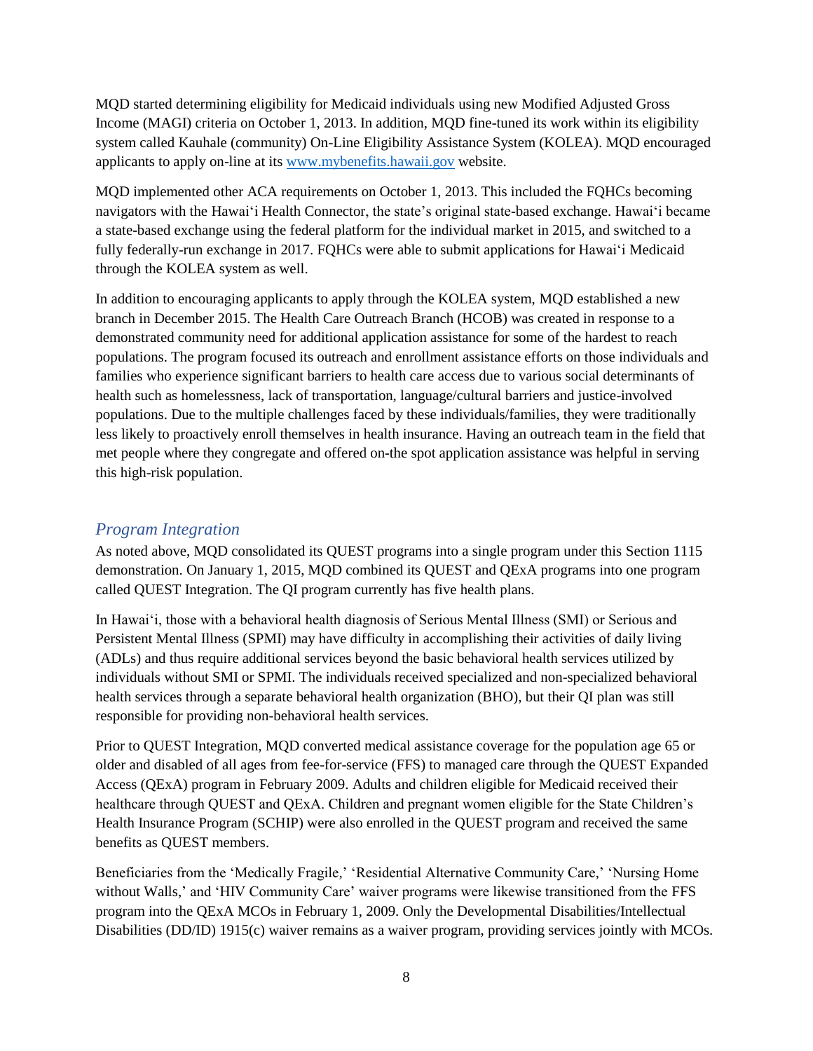MQD started determining eligibility for Medicaid individuals using new Modified Adjusted Gross Income (MAGI) criteria on October 1, 2013. In addition, MQD fine-tuned its work within its eligibility system called Kauhale (community) On-Line Eligibility Assistance System (KOLEA). MQD encouraged applicants to apply on-line at its [www.mybenefits.hawaii.gov](http://www.mybenefits.hawaii.gov) website.

MQD implemented other ACA requirements on October 1, 2013. This included the FQHCs becoming navigators with the Hawai'i Health Connector, the state's original state-based exchange. Hawai'i became a state-based exchange using the federal platform for the individual market in 2015, and switched to a fully federally-run exchange in 2017. FQHCs were able to submit applications for Hawai'i Medicaid through the KOLEA system as well.

In addition to encouraging applicants to apply through the KOLEA system, MQD established a new branch in December 2015. The Health Care Outreach Branch (HCOB) was created in response to a demonstrated community need for additional application assistance for some of the hardest to reach populations. The program focused its outreach and enrollment assistance efforts on those individuals and families who experience significant barriers to health care access due to various social determinants of health such as homelessness, lack of transportation, language/cultural barriers and justice-involved populations. Due to the multiple challenges faced by these individuals/families, they were traditionally less likely to proactively enroll themselves in health insurance. Having an outreach team in the field that met people where they congregate and offered on-the spot application assistance was helpful in serving this high-risk population.

### *Program Integration*

As noted above, MQD consolidated its QUEST programs into a single program under this Section 1115 demonstration. On January 1, 2015, MQD combined its QUEST and QExA programs into one program called QUEST Integration. The QI program currently has five health plans.

In Hawai'i, those with a behavioral health diagnosis of Serious Mental Illness (SMI) or Serious and Persistent Mental Illness (SPMI) may have difficulty in accomplishing their activities of daily living (ADLs) and thus require additional services beyond the basic behavioral health services utilized by individuals without SMI or SPMI. The individuals received specialized and non-specialized behavioral health services through a separate behavioral health organization (BHO), but their QI plan was still responsible for providing non-behavioral health services.

Prior to QUEST Integration, MQD converted medical assistance coverage for the population age 65 or older and disabled of all ages from fee-for-service (FFS) to managed care through the QUEST Expanded Access (QExA) program in February 2009. Adults and children eligible for Medicaid received their healthcare through QUEST and QExA. Children and pregnant women eligible for the State Children's Health Insurance Program (SCHIP) were also enrolled in the QUEST program and received the same benefits as QUEST members.

Beneficiaries from the 'Medically Fragile,' 'Residential Alternative Community Care,' 'Nursing Home without Walls,' and 'HIV Community Care' waiver programs were likewise transitioned from the FFS program into the QExA MCOs in February 1, 2009. Only the Developmental Disabilities/Intellectual Disabilities (DD/ID) 1915(c) waiver remains as a waiver program, providing services jointly with MCOs.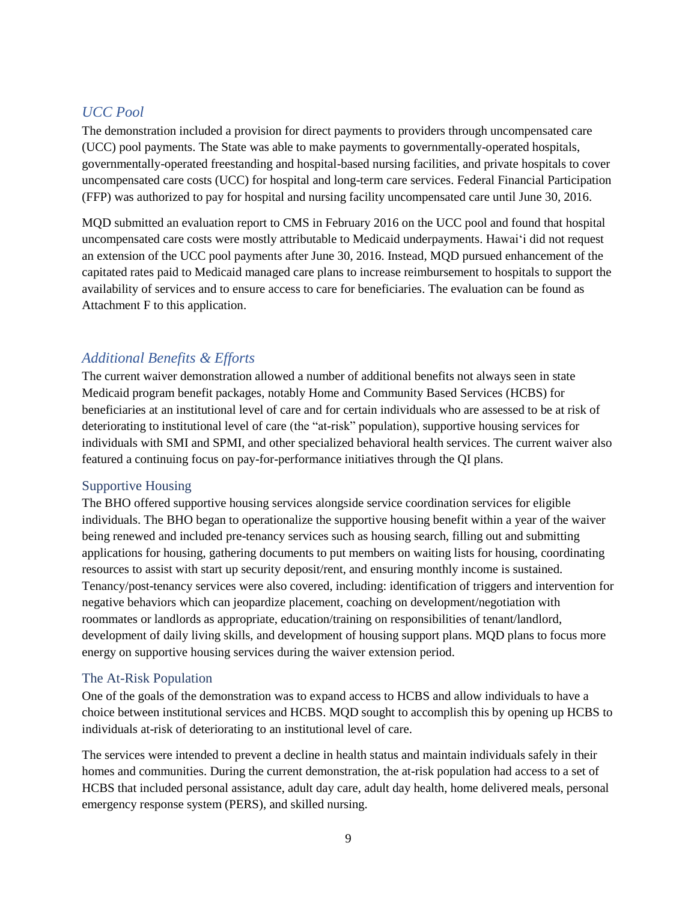### *UCC Pool*

The demonstration included a provision for direct payments to providers through uncompensated care (UCC) pool payments. The State was able to make payments to governmentally-operated hospitals, governmentally-operated freestanding and hospital-based nursing facilities, and private hospitals to cover uncompensated care costs (UCC) for hospital and long-term care services. Federal Financial Participation (FFP) was authorized to pay for hospital and nursing facility uncompensated care until June 30, 2016.

MQD submitted an evaluation report to CMS in February 2016 on the UCC pool and found that hospital uncompensated care costs were mostly attributable to Medicaid underpayments. Hawai'i did not request an extension of the UCC pool payments after June 30, 2016. Instead, MQD pursued enhancement of the capitated rates paid to Medicaid managed care plans to increase reimbursement to hospitals to support the availability of services and to ensure access to care for beneficiaries. The evaluation can be found as Attachment F to this application.

### *Additional Benefits & Efforts*

The current waiver demonstration allowed a number of additional benefits not always seen in state Medicaid program benefit packages, notably Home and Community Based Services (HCBS) for beneficiaries at an institutional level of care and for certain individuals who are assessed to be at risk of deteriorating to institutional level of care (the "at-risk" population), supportive housing services for individuals with SMI and SPMI, and other specialized behavioral health services. The current waiver also featured a continuing focus on pay-for-performance initiatives through the QI plans.

#### Supportive Housing

The BHO offered supportive housing services alongside service coordination services for eligible individuals. The BHO began to operationalize the supportive housing benefit within a year of the waiver being renewed and included pre-tenancy services such as housing search, filling out and submitting applications for housing, gathering documents to put members on waiting lists for housing, coordinating resources to assist with start up security deposit/rent, and ensuring monthly income is sustained. Tenancy/post-tenancy services were also covered, including: identification of triggers and intervention for negative behaviors which can jeopardize placement, coaching on development/negotiation with roommates or landlords as appropriate, education/training on responsibilities of tenant/landlord, development of daily living skills, and development of housing support plans. MQD plans to focus more energy on supportive housing services during the waiver extension period.

#### The At-Risk Population

One of the goals of the demonstration was to expand access to HCBS and allow individuals to have a choice between institutional services and HCBS. MQD sought to accomplish this by opening up HCBS to individuals at-risk of deteriorating to an institutional level of care.

The services were intended to prevent a decline in health status and maintain individuals safely in their homes and communities. During the current demonstration, the at-risk population had access to a set of HCBS that included personal assistance, adult day care, adult day health, home delivered meals, personal emergency response system (PERS), and skilled nursing.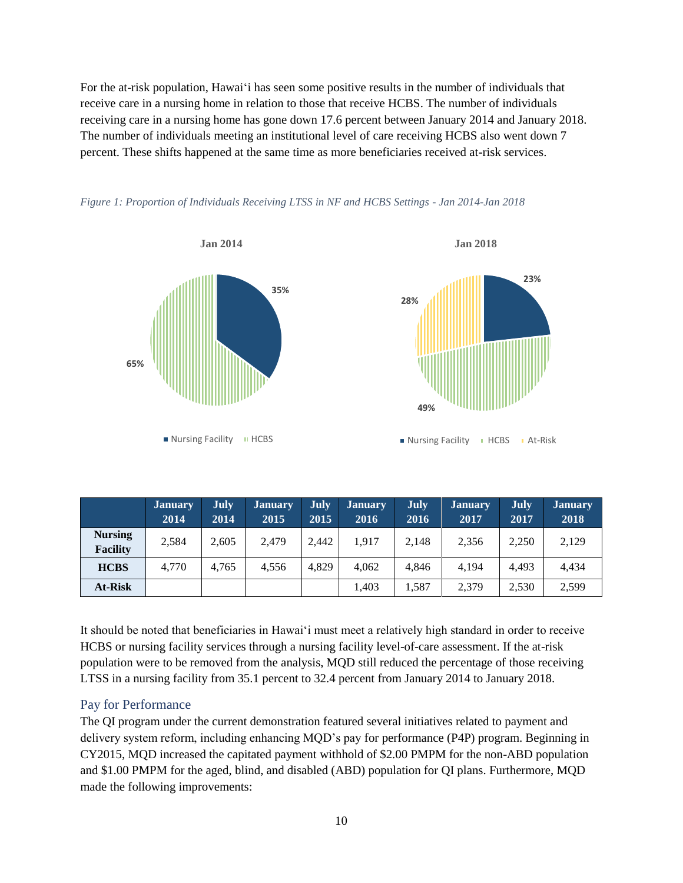For the at-risk population, Hawai‘i has seen some positive results in the number of individuals that receive care in a nursing home in relation to those that receive HCBS. The number of individuals receiving care in a nursing home has gone down 17.6 percent between January 2014 and January 2018. The number of individuals meeting an institutional level of care receiving HCBS also went down 7 percent. These shifts happened at the same time as more beneficiaries received at-risk services.

*Figure 1: Proportion of Individuals Receiving LTSS in NF and HCBS Settings - Jan 2014-Jan 2018*

**Jan 2014**

- Nursing Facility: 35%
- HCBS: 65%

**Jan 2018**

- Nursing Facility: 23%
- HCBS: 49%
- At-Risk: 28%

| | January 2014 | July 2014 | January 2015 | July 2015 | January 2016 | July 2016 | January 2017 | July 2017 | January 2018 |
|---|---|---|---|---|---|---|---|---|---|
| **Nursing Facility** | 2,584 | 2,605 | 2,479 | 2,442 | 1,917 | 2,148 | 2,356 | 2,250 | 2,129 |
| **HCBS** | 4,770 | 4,765 | 4,556 | 4,829 | 4,062 | 4,846 | 4,194 | 4,493 | 4,434 |
| **At-Risk** | | | | | 1,403 | 1,587 | 2,379 | 2,530 | 2,599 |

It should be noted that beneficiaries in Hawai‘i must meet a relatively high standard in order to receive HCBS or nursing facility services through a nursing facility level-of-care assessment. If the at-risk population were to be removed from the analysis, MQD still reduced the percentage of those receiving LTSS in a nursing facility from 35.1 percent to 32.4 percent from January 2014 to January 2018.

## Pay for Performance

The QI program under the current demonstration featured several initiatives related to payment and delivery system reform, including enhancing MQD's pay for performance (P4P) program. Beginning in CY2015, MQD increased the capitated payment withhold of $2.00 PMPM for the non-ABD population and $1.00 PMPM for the aged, blind, and disabled (ABD) population for QI plans. Furthermore, MQD made the following improvements: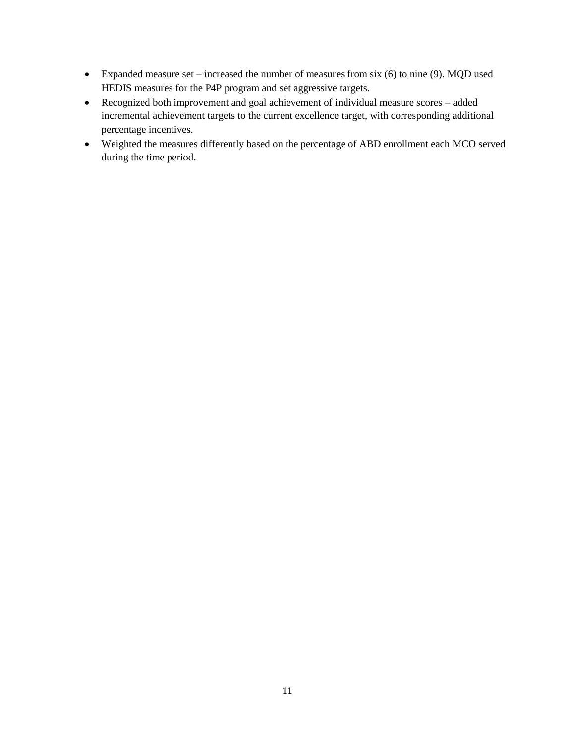- Expanded measure set – increased the number of measures from six (6) to nine (9). MQD used HEDIS measures for the P4P program and set aggressive targets.
- Recognized both improvement and goal achievement of individual measure scores – added incremental achievement targets to the current excellence target, with corresponding additional percentage incentives.
- Weighted the measures differently based on the percentage of ABD enrollment each MCO served during the time period.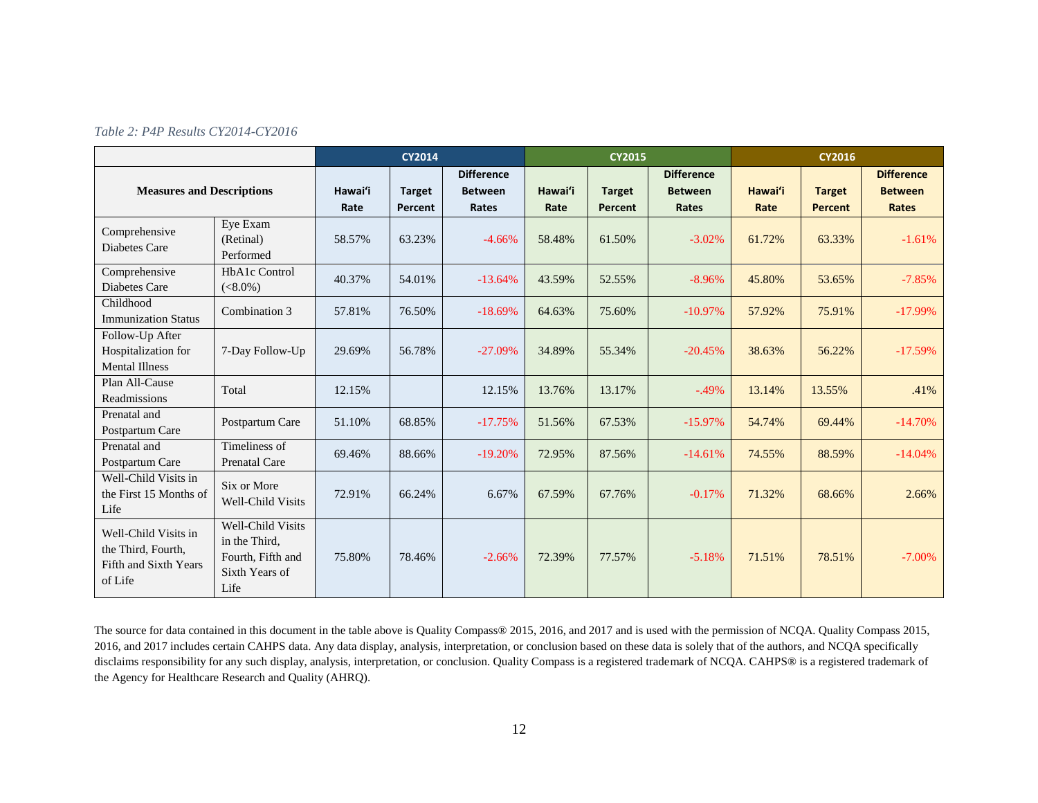*Table 2: P4P Results CY2014-CY2016*

| Measures and Descriptions | | CY2014 | | | CY2015 | | | CY2016 | | |
|---|---|---|---|---|---|---|---|---|---|---|
| | | Hawai'i Rate | Target Percent | Difference Between Rates | Hawai'i Rate | Target Percent | Difference Between Rates | Hawai'i Rate | Target Percent | Difference Between Rates |
| Comprehensive Diabetes Care | Eye Exam (Retinal) Performed | 58.57% | 63.23% | -4.66% | 58.48% | 61.50% | -3.02% | 61.72% | 63.33% | -1.61% |
| Comprehensive Diabetes Care | HbA1c Control (<8.0%) | 40.37% | 54.01% | -13.64% | 43.59% | 52.55% | -8.96% | 45.80% | 53.65% | -7.85% |
| Childhood Immunization Status | Combination 3 | 57.81% | 76.50% | -18.69% | 64.63% | 75.60% | -10.97% | 57.92% | 75.91% | -17.99% |
| Follow-Up After Hospitalization for Mental Illness | 7-Day Follow-Up | 29.69% | 56.78% | -27.09% | 34.89% | 55.34% | -20.45% | 38.63% | 56.22% | -17.59% |
| Plan All-Cause Readmissions | Total | 12.15% | | 12.15% | 13.76% | 13.17% | -.49% | 13.14% | 13.55% | .41% |
| Prenatal and Postpartum Care | Postpartum Care | 51.10% | 68.85% | -17.75% | 51.56% | 67.53% | -15.97% | 54.74% | 69.44% | -14.70% |
| Prenatal and Postpartum Care | Timeliness of Prenatal Care | 69.46% | 88.66% | -19.20% | 72.95% | 87.56% | -14.61% | 74.55% | 88.59% | -14.04% |
| Well-Child Visits in the First 15 Months of Life | Six or More Well-Child Visits | 72.91% | 66.24% | 6.67% | 67.59% | 67.76% | -0.17% | 71.32% | 68.66% | 2.66% |
| Well-Child Visits in the Third, Fourth, Fifth and Sixth Years of Life | Well-Child Visits in the Third, Fourth, Fifth and Sixth Years of Life | 75.80% | 78.46% | -2.66% | 72.39% | 77.57% | -5.18% | 71.51% | 78.51% | -7.00% |

The source for data contained in this document in the table above is Quality Compass® 2015, 2016, and 2017 and is used with the permission of NCQA. Quality Compass 2015, 2016, and 2017 includes certain CAHPS data. Any data display, analysis, interpretation, or conclusion based on these data is solely that of the authors, and NCQA specifically disclaims responsibility for any such display, analysis, interpretation, or conclusion. Quality Compass is a registered trademark of NCQA. CAHPS® is a registered trademark of the Agency for Healthcare Research and Quality (AHRQ).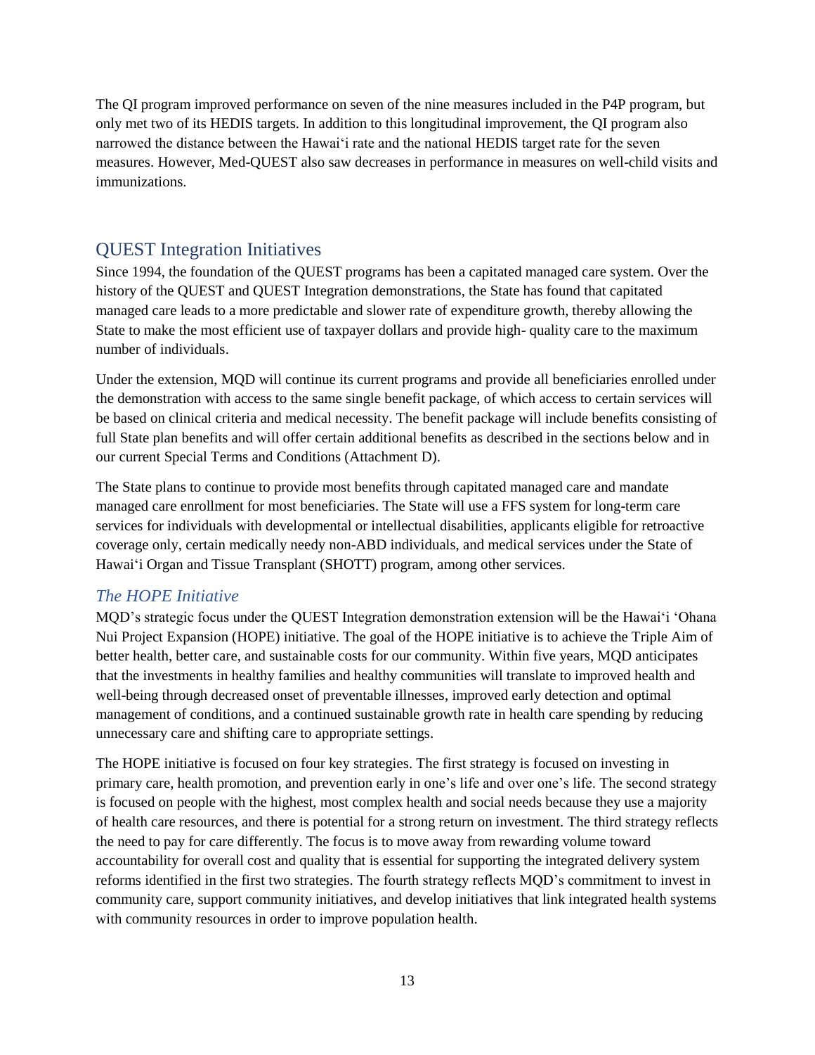The QI program improved performance on seven of the nine measures included in the P4P program, but only met two of its HEDIS targets. In addition to this longitudinal improvement, the QI program also narrowed the distance between the Hawaiʻi rate and the national HEDIS target rate for the seven measures. However, Med-QUEST also saw decreases in performance in measures on well-child visits and immunizations.

## QUEST Integration Initiatives

Since 1994, the foundation of the QUEST programs has been a capitated managed care system. Over the history of the QUEST and QUEST Integration demonstrations, the State has found that capitated managed care leads to a more predictable and slower rate of expenditure growth, thereby allowing the State to make the most efficient use of taxpayer dollars and provide high- quality care to the maximum number of individuals.

Under the extension, MQD will continue its current programs and provide all beneficiaries enrolled under the demonstration with access to the same single benefit package, of which access to certain services will be based on clinical criteria and medical necessity. The benefit package will include benefits consisting of full State plan benefits and will offer certain additional benefits as described in the sections below and in our current Special Terms and Conditions (Attachment D).

The State plans to continue to provide most benefits through capitated managed care and mandate managed care enrollment for most beneficiaries. The State will use a FFS system for long-term care services for individuals with developmental or intellectual disabilities, applicants eligible for retroactive coverage only, certain medically needy non-ABD individuals, and medical services under the State of Hawaiʻi Organ and Tissue Transplant (SHOTT) program, among other services.

### *The HOPE Initiative*

MQD's strategic focus under the QUEST Integration demonstration extension will be the Hawaiʻi ʻOhana Nui Project Expansion (HOPE) initiative. The goal of the HOPE initiative is to achieve the Triple Aim of better health, better care, and sustainable costs for our community. Within five years, MQD anticipates that the investments in healthy families and healthy communities will translate to improved health and well-being through decreased onset of preventable illnesses, improved early detection and optimal management of conditions, and a continued sustainable growth rate in health care spending by reducing unnecessary care and shifting care to appropriate settings.

The HOPE initiative is focused on four key strategies. The first strategy is focused on investing in primary care, health promotion, and prevention early in one's life and over one's life. The second strategy is focused on people with the highest, most complex health and social needs because they use a majority of health care resources, and there is potential for a strong return on investment. The third strategy reflects the need to pay for care differently. The focus is to move away from rewarding volume toward accountability for overall cost and quality that is essential for supporting the integrated delivery system reforms identified in the first two strategies. The fourth strategy reflects MQD's commitment to invest in community care, support community initiatives, and develop initiatives that link integrated health systems with community resources in order to improve population health.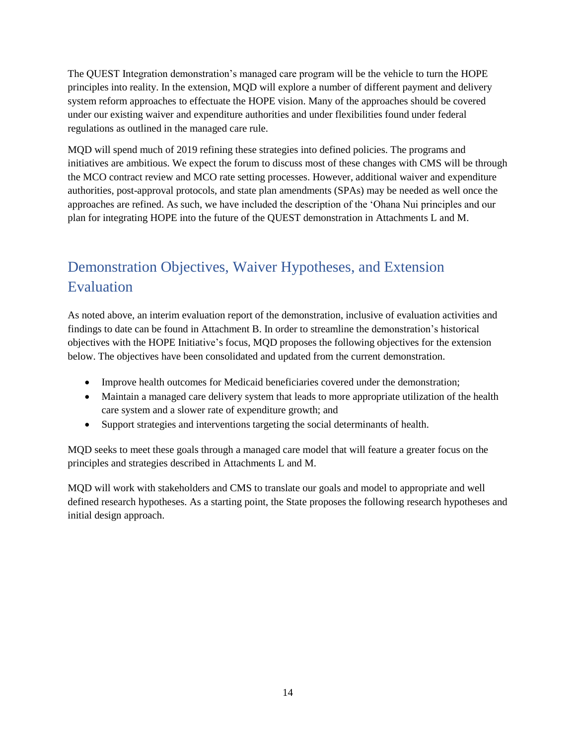The QUEST Integration demonstration's managed care program will be the vehicle to turn the HOPE principles into reality. In the extension, MQD will explore a number of different payment and delivery system reform approaches to effectuate the HOPE vision. Many of the approaches should be covered under our existing waiver and expenditure authorities and under flexibilities found under federal regulations as outlined in the managed care rule.

MQD will spend much of 2019 refining these strategies into defined policies. The programs and initiatives are ambitious. We expect the forum to discuss most of these changes with CMS will be through the MCO contract review and MCO rate setting processes. However, additional waiver and expenditure authorities, post-approval protocols, and state plan amendments (SPAs) may be needed as well once the approaches are refined. As such, we have included the description of the 'Ohana Nui principles and our plan for integrating HOPE into the future of the QUEST demonstration in Attachments L and M.

## Demonstration Objectives, Waiver Hypotheses, and Extension Evaluation

As noted above, an interim evaluation report of the demonstration, inclusive of evaluation activities and findings to date can be found in Attachment B. In order to streamline the demonstration's historical objectives with the HOPE Initiative's focus, MQD proposes the following objectives for the extension below. The objectives have been consolidated and updated from the current demonstration.

- Improve health outcomes for Medicaid beneficiaries covered under the demonstration;
- Maintain a managed care delivery system that leads to more appropriate utilization of the health care system and a slower rate of expenditure growth; and
- Support strategies and interventions targeting the social determinants of health.

MQD seeks to meet these goals through a managed care model that will feature a greater focus on the principles and strategies described in Attachments L and M.

MQD will work with stakeholders and CMS to translate our goals and model to appropriate and well defined research hypotheses. As a starting point, the State proposes the following research hypotheses and initial design approach.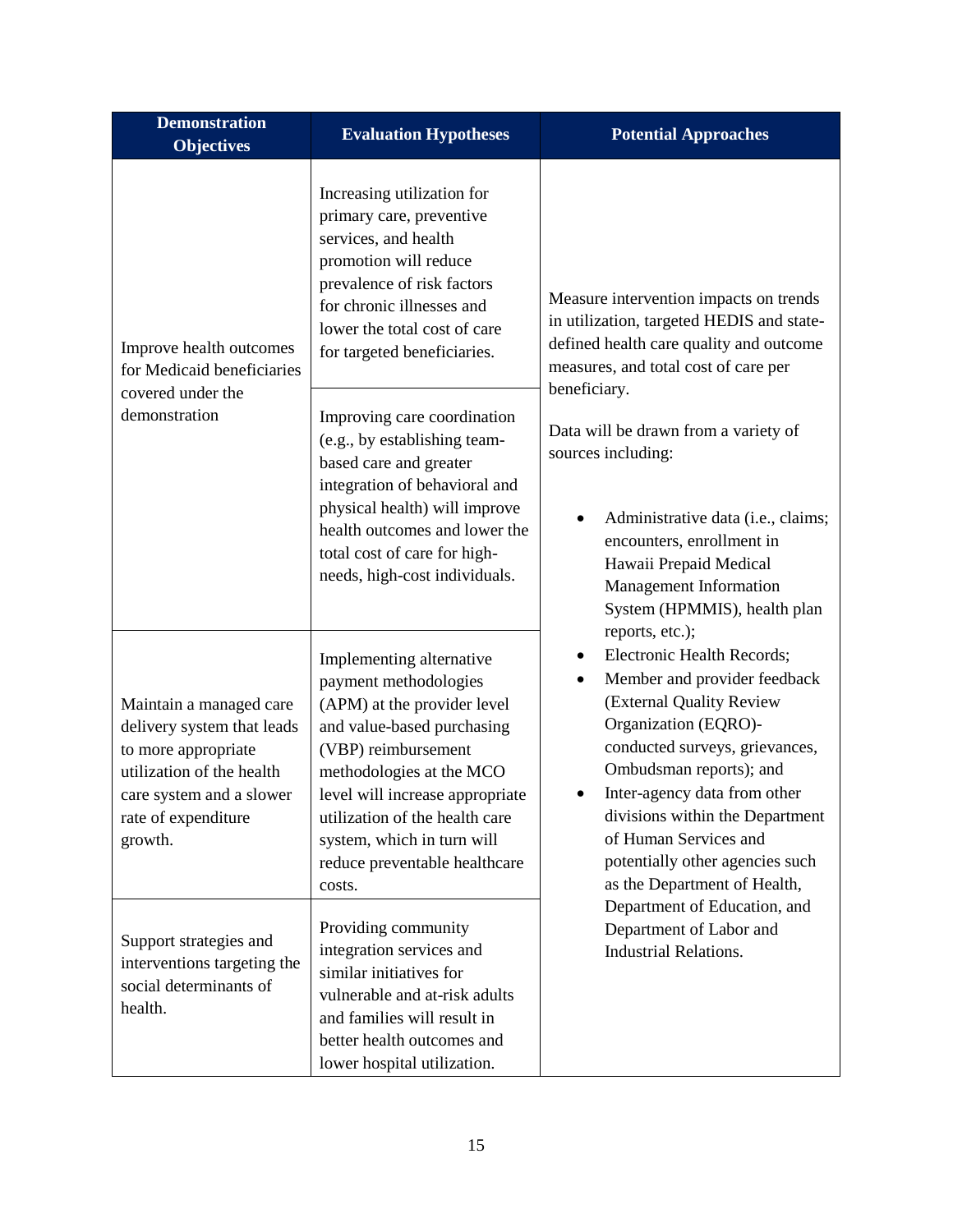| Demonstration Objectives | Evaluation Hypotheses | Potential Approaches |
|---|---|---|
| Improve health outcomes for Medicaid beneficiaries covered under the demonstration | Increasing utilization for primary care, preventive services, and health promotion will reduce prevalence of risk factors for chronic illnesses and lower the total cost of care for targeted beneficiaries. | Measure intervention impacts on trends in utilization, targeted HEDIS and state-defined health care quality and outcome measures, and total cost of care per beneficiary.<br><br>Data will be drawn from a variety of sources including:<br><br>• Administrative data (i.e., claims; encounters, enrollment in Hawaii Prepaid Medical Management Information System (HPMMIS), health plan reports, etc.);<br>• Electronic Health Records;<br>• Member and provider feedback (External Quality Review Organization (EQRO)-conducted surveys, grievances, Ombudsman reports); and<br>• Inter-agency data from other divisions within the Department of Human Services and potentially other agencies such as the Department of Health, Department of Education, and Department of Labor and Industrial Relations. |
| | Improving care coordination (e.g., by establishing team-based care and greater integration of behavioral and physical health) will improve health outcomes and lower the total cost of care for high-needs, high-cost individuals. | |
| Maintain a managed care delivery system that leads to more appropriate utilization of the health care system and a slower rate of expenditure growth. | Implementing alternative payment methodologies (APM) at the provider level and value-based purchasing (VBP) reimbursement methodologies at the MCO level will increase appropriate utilization of the health care system, which in turn will reduce preventable healthcare costs. | |
| Support strategies and interventions targeting the social determinants of health. | Providing community integration services and similar initiatives for vulnerable and at-risk adults and families will result in better health outcomes and lower hospital utilization. | |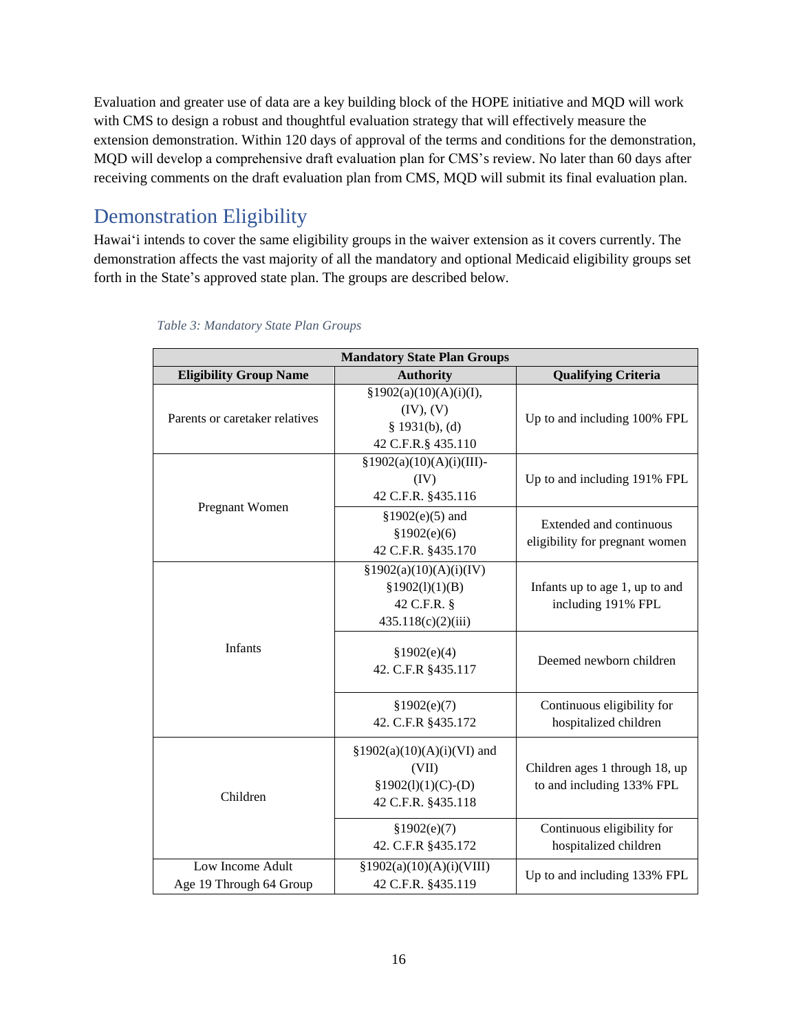Evaluation and greater use of data are a key building block of the HOPE initiative and MQD will work with CMS to design a robust and thoughtful evaluation strategy that will effectively measure the extension demonstration. Within 120 days of approval of the terms and conditions for the demonstration, MQD will develop a comprehensive draft evaluation plan for CMS's review. No later than 60 days after receiving comments on the draft evaluation plan from CMS, MQD will submit its final evaluation plan.

## Demonstration Eligibility

Hawai'i intends to cover the same eligibility groups in the waiver extension as it covers currently. The demonstration affects the vast majority of all the mandatory and optional Medicaid eligibility groups set forth in the State's approved state plan. The groups are described below.

*Table 3: Mandatory State Plan Groups*

| Mandatory State Plan Groups | | |
|---|---|---|
| **Eligibility Group Name** | **Authority** | **Qualifying Criteria** |
| Parents or caretaker relatives | §1902(a)(10)(A)(i)(I), (IV), (V) § 1931(b), (d) 42 C.F.R.§ 435.110 | Up to and including 100% FPL |
| Pregnant Women | §1902(a)(10)(A)(i)(III)-(IV) 42 C.F.R. §435.116 | Up to and including 191% FPL |
| | §1902(e)(5) and §1902(e)(6) 42 C.F.R. §435.170 | Extended and continuous eligibility for pregnant women |
| Infants | §1902(a)(10)(A)(i)(IV) §1902(l)(1)(B) 42 C.F.R. § 435.118(c)(2)(iii) | Infants up to age 1, up to and including 191% FPL |
| | §1902(e)(4) 42. C.F.R §435.117 | Deemed newborn children |
| | §1902(e)(7) 42. C.F.R §435.172 | Continuous eligibility for hospitalized children |
| Children | §1902(a)(10)(A)(i)(VI) and (VII) §1902(l)(1)(C)-(D) 42 C.F.R. §435.118 | Children ages 1 through 18, up to and including 133% FPL |
| | §1902(e)(7) 42. C.F.R §435.172 | Continuous eligibility for hospitalized children |
| Low Income Adult Age 19 Through 64 Group | §1902(a)(10)(A)(i)(VIII) 42 C.F.R. §435.119 | Up to and including 133% FPL |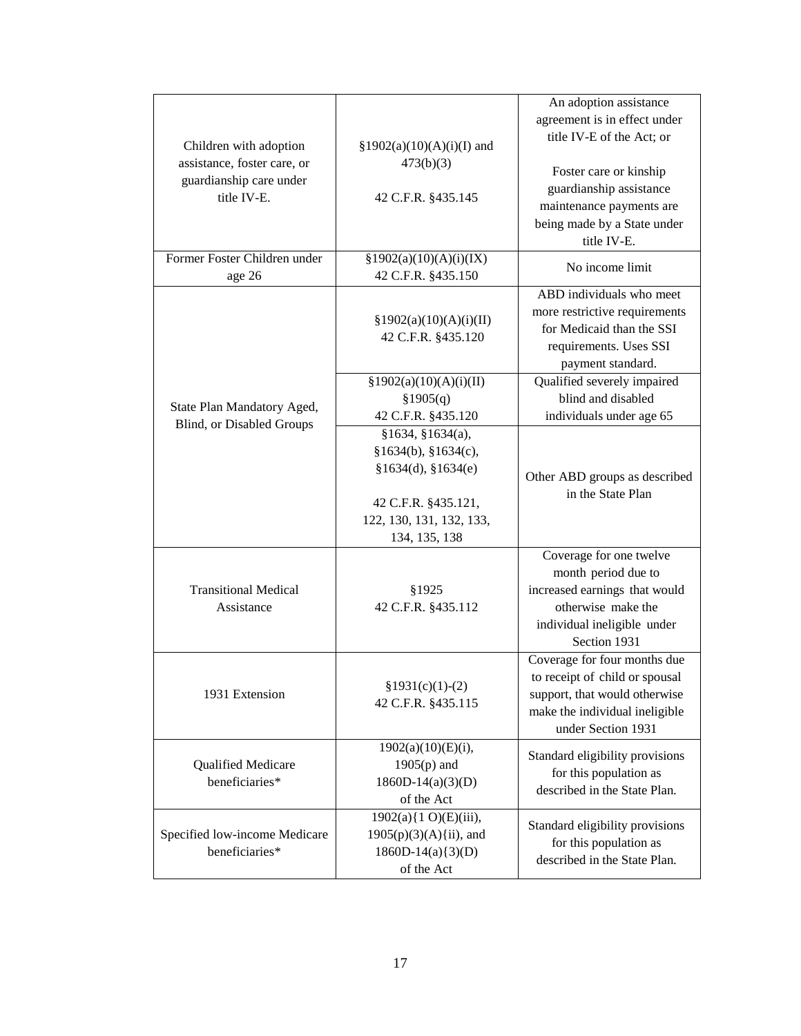| Children with adoption assistance, foster care, or guardianship care under title IV-E. | §1902(a)(10)(A)(i)(I) and 473(b)(3)<br><br>42 C.F.R. §435.145 | An adoption assistance agreement is in effect under title IV-E of the Act; or<br><br>Foster care or kinship guardianship assistance maintenance payments are being made by a State under title IV-E. |
|---|---|---|
| Former Foster Children under age 26 | §1902(a)(10)(A)(i)(IX)<br>42 C.F.R. §435.150 | No income limit |
| State Plan Mandatory Aged, Blind, or Disabled Groups | §1902(a)(10)(A)(i)(II)<br>42 C.F.R. §435.120 | ABD individuals who meet more restrictive requirements for Medicaid than the SSI requirements. Uses SSI payment standard. |
| | §1902(a)(10)(A)(i)(II)<br>§1905(q)<br>42 C.F.R. §435.120 | Qualified severely impaired blind and disabled individuals under age 65 |
| | §1634, §1634(a), §1634(b), §1634(c), §1634(d), §1634(e)<br><br>42 C.F.R. §435.121, 122, 130, 131, 132, 133, 134, 135, 138 | Other ABD groups as described in the State Plan |
| Transitional Medical Assistance | §1925<br>42 C.F.R. §435.112 | Coverage for one twelve month period due to increased earnings that would otherwise make the individual ineligible under Section 1931 |
| 1931 Extension | §1931(c)(1)-(2)<br>42 C.F.R. §435.115 | Coverage for four months due to receipt of child or spousal support, that would otherwise make the individual ineligible under Section 1931 |
| Qualified Medicare beneficiaries* | 1902(a)(10)(E)(i), 1905(p) and 1860D-14(a)(3)(D) of the Act | Standard eligibility provisions for this population as described in the State Plan. |
| Specified low-income Medicare beneficiaries* | 1902(a){1 O)(E)(iii), 1905(p)(3)(A){ii), and 1860D-14(a){3)(D) of the Act | Standard eligibility provisions for this population as described in the State Plan. |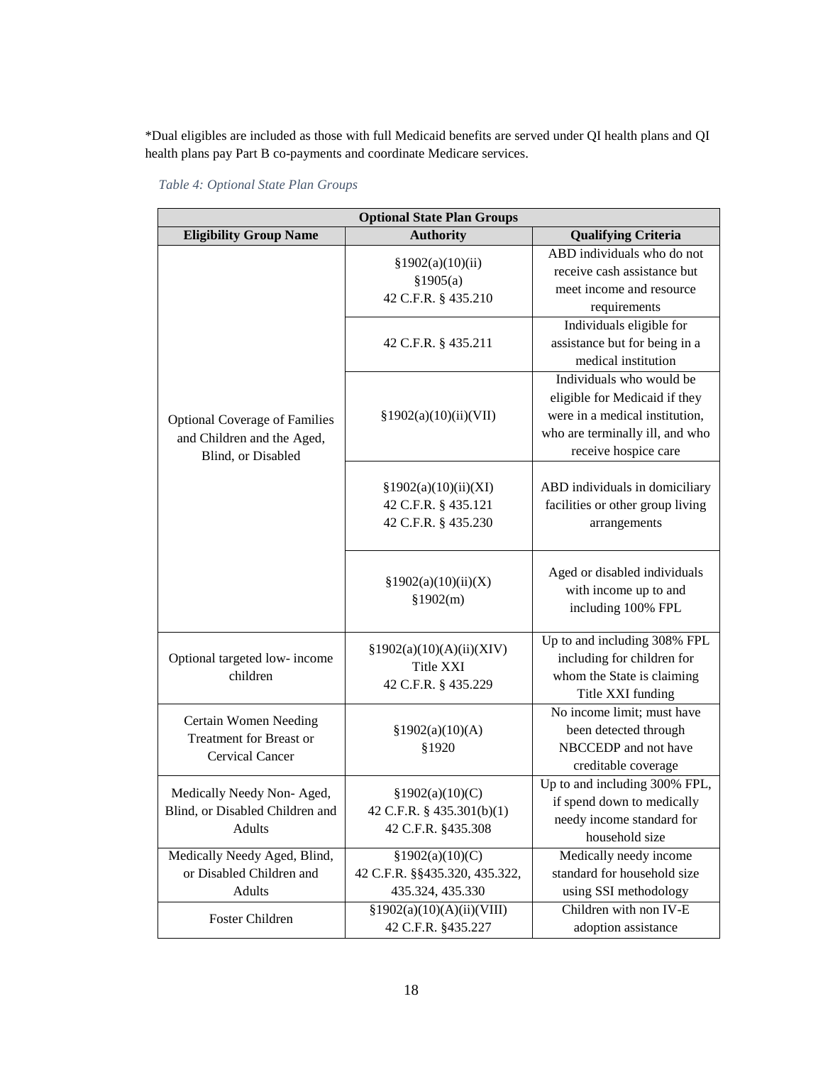*Dual eligibles are included as those with full Medicaid benefits are served under QI health plans and QI health plans pay Part B co-payments and coordinate Medicare services.

*Table 4: Optional State Plan Groups*

| Optional State Plan Groups | | |
|---|---|---|
| **Eligibility Group Name** | **Authority** | **Qualifying Criteria** |
| Optional Coverage of Families and Children and the Aged, Blind, or Disabled | §1902(a)(10)(ii) §1905(a) 42 C.F.R. § 435.210 | ABD individuals who do not receive cash assistance but meet income and resource requirements |
| | 42 C.F.R. § 435.211 | Individuals eligible for assistance but for being in a medical institution |
| | §1902(a)(10)(ii)(VII) | Individuals who would be eligible for Medicaid if they were in a medical institution, who are terminally ill, and who receive hospice care |
| | §1902(a)(10)(ii)(XI) 42 C.F.R. § 435.121 42 C.F.R. § 435.230 | ABD individuals in domiciliary facilities or other group living arrangements |
| | §1902(a)(10)(ii)(X) §1902(m) | Aged or disabled individuals with income up to and including 100% FPL |
| Optional targeted low- income children | §1902(a)(10)(A)(ii)(XIV) Title XXI 42 C.F.R. § 435.229 | Up to and including 308% FPL including for children for whom the State is claiming Title XXI funding |
| Certain Women Needing Treatment for Breast or Cervical Cancer | §1902(a)(10)(A) §1920 | No income limit; must have been detected through NBCCEDP and not have creditable coverage |
| Medically Needy Non- Aged, Blind, or Disabled Children and Adults | §1902(a)(10)(C) 42 C.F.R. § 435.301(b)(1) 42 C.F.R. §435.308 | Up to and including 300% FPL, if spend down to medically needy income standard for household size |
| Medically Needy Aged, Blind, or Disabled Children and Adults | §1902(a)(10)(C) 42 C.F.R. §§435.320, 435.322, 435.324, 435.330 | Medically needy income standard for household size using SSI methodology |
| Foster Children | §1902(a)(10)(A)(ii)(VIII) 42 C.F.R. §435.227 | Children with non IV-E adoption assistance |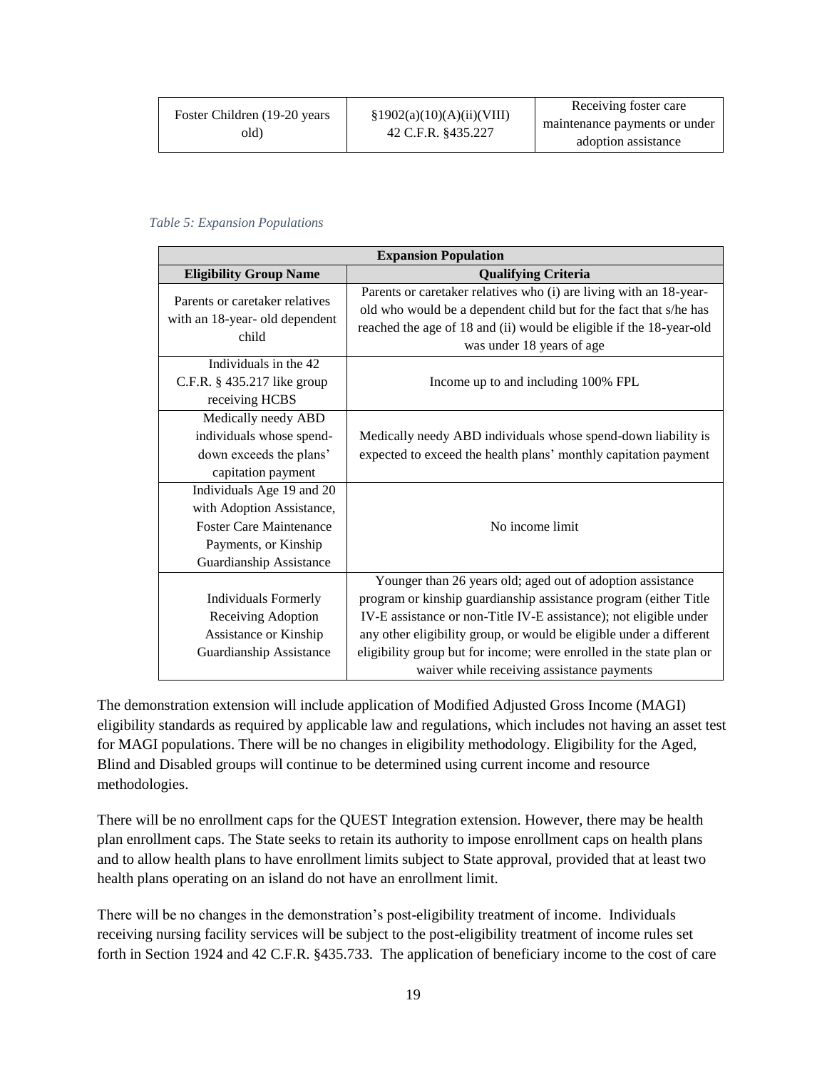| Foster Children (19-20 years old) | §1902(a)(10)(A)(ii)(VIII) 42 C.F.R. §435.227 | Receiving foster care maintenance payments or under adoption assistance |
|---|---|---|

*Table 5: Expansion Populations*

| Expansion Population | |
|---|---|
| **Eligibility Group Name** | **Qualifying Criteria** |
| Parents or caretaker relatives with an 18-year- old dependent child | Parents or caretaker relatives who (i) are living with an 18-year-old who would be a dependent child but for the fact that s/he has reached the age of 18 and (ii) would be eligible if the 18-year-old was under 18 years of age |
| Individuals in the 42 C.F.R. § 435.217 like group receiving HCBS | Income up to and including 100% FPL |
| Medically needy ABD individuals whose spend-down exceeds the plans' capitation payment | Medically needy ABD individuals whose spend-down liability is expected to exceed the health plans' monthly capitation payment |
| Individuals Age 19 and 20 with Adoption Assistance, Foster Care Maintenance Payments, or Kinship Guardianship Assistance | No income limit |
| Individuals Formerly Receiving Adoption Assistance or Kinship Guardianship Assistance | Younger than 26 years old; aged out of adoption assistance program or kinship guardianship assistance program (either Title IV-E assistance or non-Title IV-E assistance); not eligible under any other eligibility group, or would be eligible under a different eligibility group but for income; were enrolled in the state plan or waiver while receiving assistance payments |

The demonstration extension will include application of Modified Adjusted Gross Income (MAGI) eligibility standards as required by applicable law and regulations, which includes not having an asset test for MAGI populations. There will be no changes in eligibility methodology. Eligibility for the Aged, Blind and Disabled groups will continue to be determined using current income and resource methodologies.

There will be no enrollment caps for the QUEST Integration extension. However, there may be health plan enrollment caps. The State seeks to retain its authority to impose enrollment caps on health plans and to allow health plans to have enrollment limits subject to State approval, provided that at least two health plans operating on an island do not have an enrollment limit.

There will be no changes in the demonstration's post-eligibility treatment of income. Individuals receiving nursing facility services will be subject to the post-eligibility treatment of income rules set forth in Section 1924 and 42 C.F.R. §435.733. The application of beneficiary income to the cost of care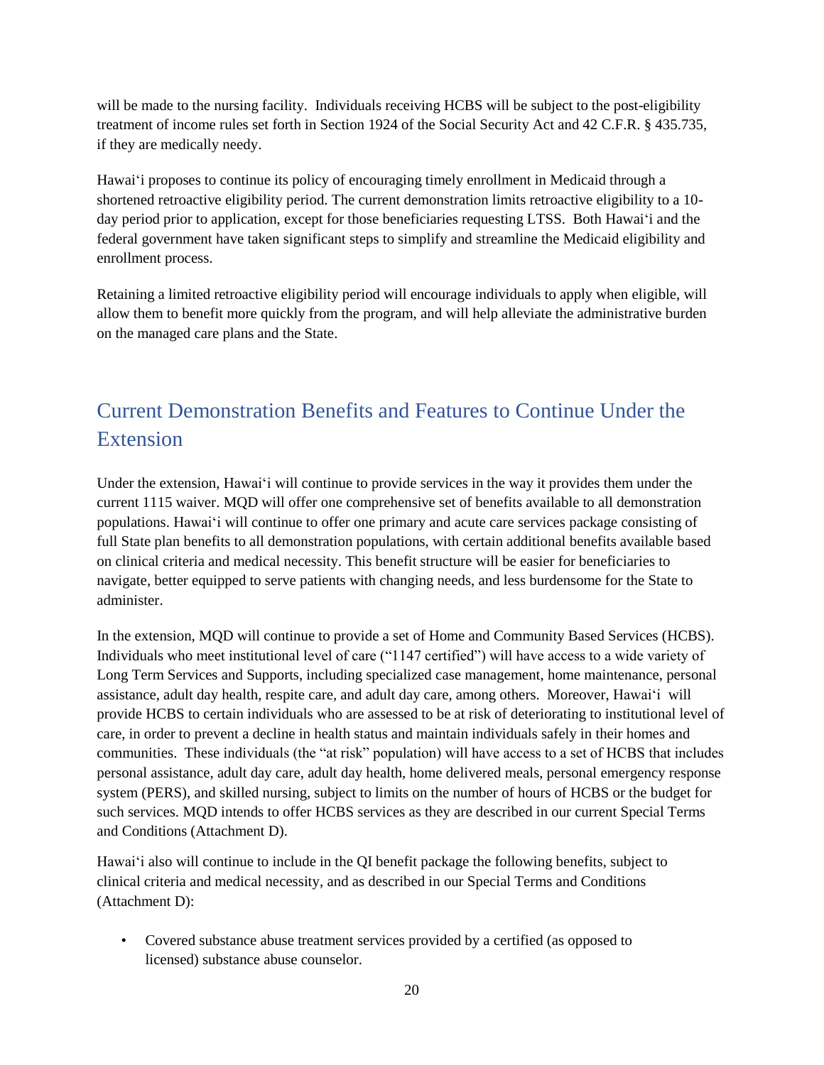will be made to the nursing facility. Individuals receiving HCBS will be subject to the post-eligibility treatment of income rules set forth in Section 1924 of the Social Security Act and 42 C.F.R. § 435.735, if they are medically needy.

Hawai'i proposes to continue its policy of encouraging timely enrollment in Medicaid through a shortened retroactive eligibility period. The current demonstration limits retroactive eligibility to a 10-day period prior to application, except for those beneficiaries requesting LTSS. Both Hawai'i and the federal government have taken significant steps to simplify and streamline the Medicaid eligibility and enrollment process.

Retaining a limited retroactive eligibility period will encourage individuals to apply when eligible, will allow them to benefit more quickly from the program, and will help alleviate the administrative burden on the managed care plans and the State.

## Current Demonstration Benefits and Features to Continue Under the Extension

Under the extension, Hawai'i will continue to provide services in the way it provides them under the current 1115 waiver. MQD will offer one comprehensive set of benefits available to all demonstration populations. Hawai'i will continue to offer one primary and acute care services package consisting of full State plan benefits to all demonstration populations, with certain additional benefits available based on clinical criteria and medical necessity. This benefit structure will be easier for beneficiaries to navigate, better equipped to serve patients with changing needs, and less burdensome for the State to administer.

In the extension, MQD will continue to provide a set of Home and Community Based Services (HCBS). Individuals who meet institutional level of care ("1147 certified") will have access to a wide variety of Long Term Services and Supports, including specialized case management, home maintenance, personal assistance, adult day health, respite care, and adult day care, among others. Moreover, Hawai'i will provide HCBS to certain individuals who are assessed to be at risk of deteriorating to institutional level of care, in order to prevent a decline in health status and maintain individuals safely in their homes and communities. These individuals (the "at risk" population) will have access to a set of HCBS that includes personal assistance, adult day care, adult day health, home delivered meals, personal emergency response system (PERS), and skilled nursing, subject to limits on the number of hours of HCBS or the budget for such services. MQD intends to offer HCBS services as they are described in our current Special Terms and Conditions (Attachment D).

Hawai'i also will continue to include in the QI benefit package the following benefits, subject to clinical criteria and medical necessity, and as described in our Special Terms and Conditions (Attachment D):

- Covered substance abuse treatment services provided by a certified (as opposed to licensed) substance abuse counselor.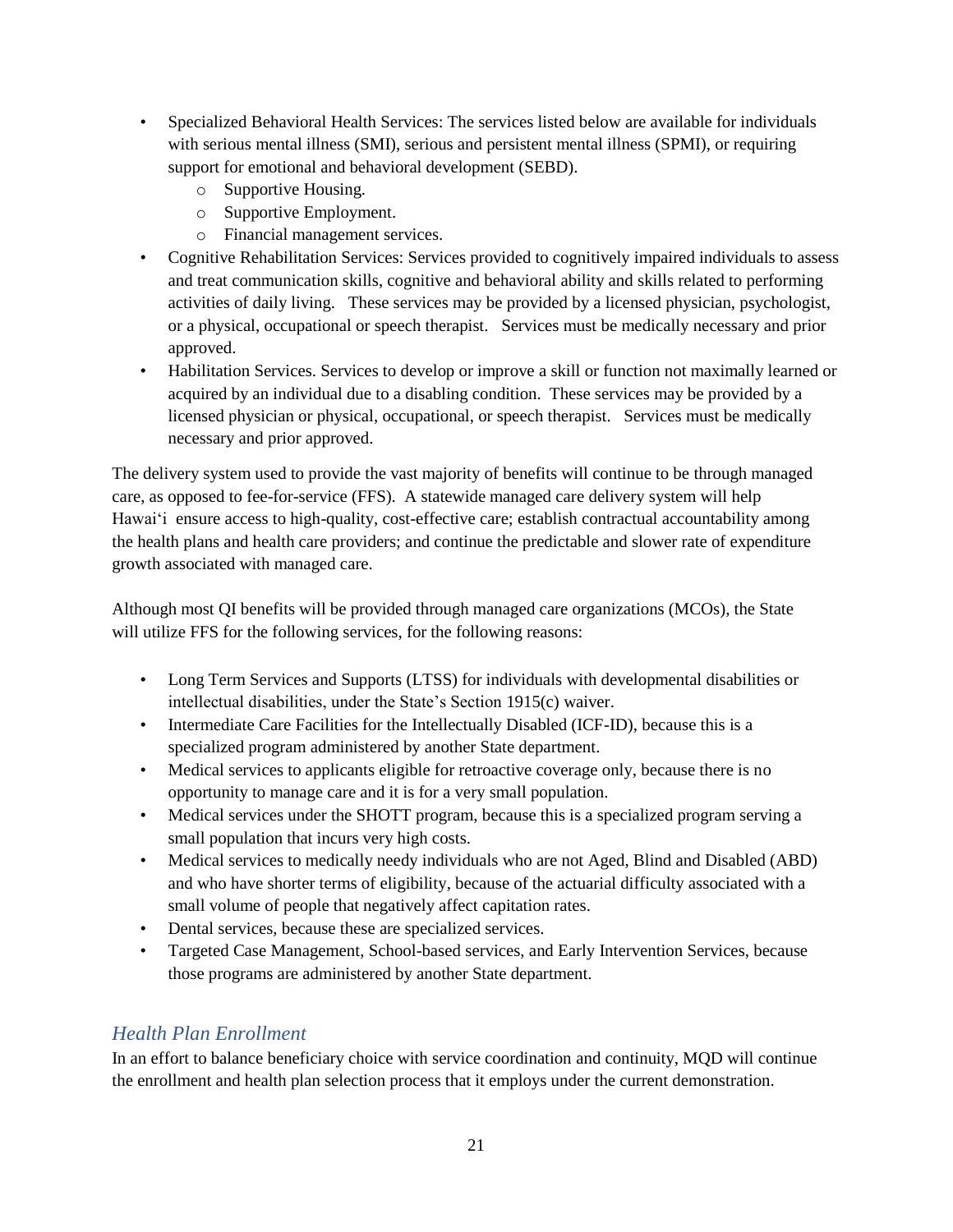- Specialized Behavioral Health Services: The services listed below are available for individuals with serious mental illness (SMI), serious and persistent mental illness (SPMI), or requiring support for emotional and behavioral development (SEBD).
  - Supportive Housing.
  - Supportive Employment.
  - Financial management services.
- Cognitive Rehabilitation Services: Services provided to cognitively impaired individuals to assess and treat communication skills, cognitive and behavioral ability and skills related to performing activities of daily living. These services may be provided by a licensed physician, psychologist, or a physical, occupational or speech therapist. Services must be medically necessary and prior approved.
- Habilitation Services. Services to develop or improve a skill or function not maximally learned or acquired by an individual due to a disabling condition. These services may be provided by a licensed physician or physical, occupational, or speech therapist. Services must be medically necessary and prior approved.

The delivery system used to provide the vast majority of benefits will continue to be through managed care, as opposed to fee-for-service (FFS). A statewide managed care delivery system will help Hawai'i ensure access to high-quality, cost-effective care; establish contractual accountability among the health plans and health care providers; and continue the predictable and slower rate of expenditure growth associated with managed care.

Although most QI benefits will be provided through managed care organizations (MCOs), the State will utilize FFS for the following services, for the following reasons:

- Long Term Services and Supports (LTSS) for individuals with developmental disabilities or intellectual disabilities, under the State's Section 1915(c) waiver.
- Intermediate Care Facilities for the Intellectually Disabled (ICF-ID), because this is a specialized program administered by another State department.
- Medical services to applicants eligible for retroactive coverage only, because there is no opportunity to manage care and it is for a very small population.
- Medical services under the SHOTT program, because this is a specialized program serving a small population that incurs very high costs.
- Medical services to medically needy individuals who are not Aged, Blind and Disabled (ABD) and who have shorter terms of eligibility, because of the actuarial difficulty associated with a small volume of people that negatively affect capitation rates.
- Dental services, because these are specialized services.
- Targeted Case Management, School-based services, and Early Intervention Services, because those programs are administered by another State department.

### *Health Plan Enrollment*

In an effort to balance beneficiary choice with service coordination and continuity, MQD will continue the enrollment and health plan selection process that it employs under the current demonstration.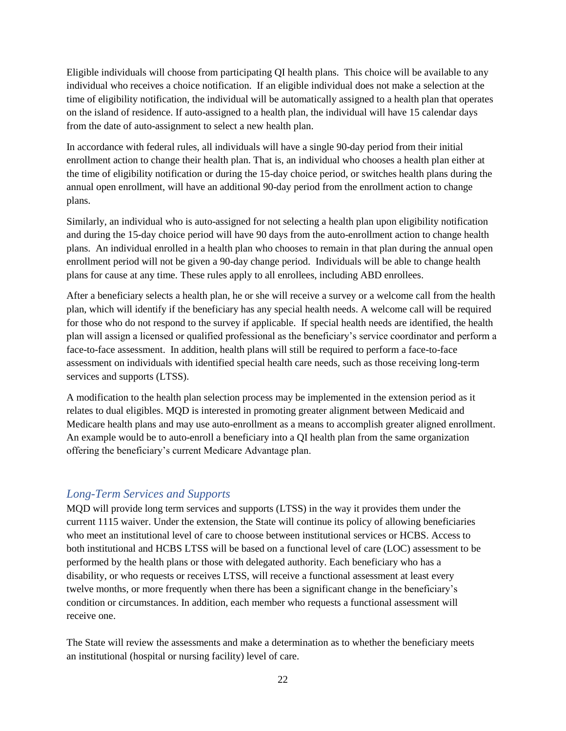Eligible individuals will choose from participating QI health plans. This choice will be available to any individual who receives a choice notification. If an eligible individual does not make a selection at the time of eligibility notification, the individual will be automatically assigned to a health plan that operates on the island of residence. If auto-assigned to a health plan, the individual will have 15 calendar days from the date of auto-assignment to select a new health plan.

In accordance with federal rules, all individuals will have a single 90-day period from their initial enrollment action to change their health plan. That is, an individual who chooses a health plan either at the time of eligibility notification or during the 15-day choice period, or switches health plans during the annual open enrollment, will have an additional 90-day period from the enrollment action to change plans.

Similarly, an individual who is auto-assigned for not selecting a health plan upon eligibility notification and during the 15-day choice period will have 90 days from the auto-enrollment action to change health plans. An individual enrolled in a health plan who chooses to remain in that plan during the annual open enrollment period will not be given a 90-day change period. Individuals will be able to change health plans for cause at any time. These rules apply to all enrollees, including ABD enrollees.

After a beneficiary selects a health plan, he or she will receive a survey or a welcome call from the health plan, which will identify if the beneficiary has any special health needs. A welcome call will be required for those who do not respond to the survey if applicable. If special health needs are identified, the health plan will assign a licensed or qualified professional as the beneficiary's service coordinator and perform a face-to-face assessment. In addition, health plans will still be required to perform a face-to-face assessment on individuals with identified special health care needs, such as those receiving long-term services and supports (LTSS).

A modification to the health plan selection process may be implemented in the extension period as it relates to dual eligibles. MQD is interested in promoting greater alignment between Medicaid and Medicare health plans and may use auto-enrollment as a means to accomplish greater aligned enrollment. An example would be to auto-enroll a beneficiary into a QI health plan from the same organization offering the beneficiary's current Medicare Advantage plan.

### *Long-Term Services and Supports*

MQD will provide long term services and supports (LTSS) in the way it provides them under the current 1115 waiver. Under the extension, the State will continue its policy of allowing beneficiaries who meet an institutional level of care to choose between institutional services or HCBS. Access to both institutional and HCBS LTSS will be based on a functional level of care (LOC) assessment to be performed by the health plans or those with delegated authority. Each beneficiary who has a disability, or who requests or receives LTSS, will receive a functional assessment at least every twelve months, or more frequently when there has been a significant change in the beneficiary's condition or circumstances. In addition, each member who requests a functional assessment will receive one.

The State will review the assessments and make a determination as to whether the beneficiary meets an institutional (hospital or nursing facility) level of care.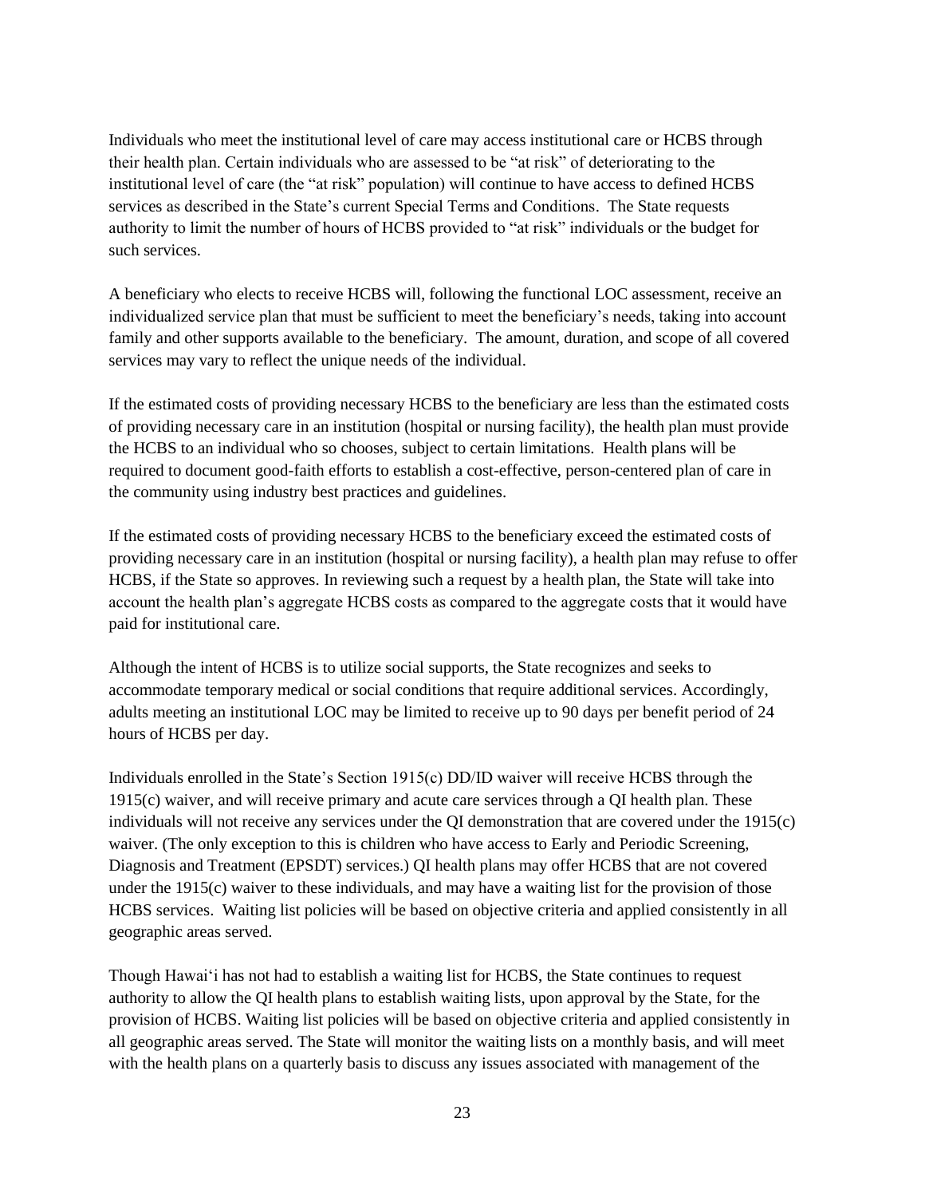Individuals who meet the institutional level of care may access institutional care or HCBS through their health plan. Certain individuals who are assessed to be "at risk" of deteriorating to the institutional level of care (the "at risk" population) will continue to have access to defined HCBS services as described in the State's current Special Terms and Conditions. The State requests authority to limit the number of hours of HCBS provided to "at risk" individuals or the budget for such services.

A beneficiary who elects to receive HCBS will, following the functional LOC assessment, receive an individualized service plan that must be sufficient to meet the beneficiary's needs, taking into account family and other supports available to the beneficiary. The amount, duration, and scope of all covered services may vary to reflect the unique needs of the individual.

If the estimated costs of providing necessary HCBS to the beneficiary are less than the estimated costs of providing necessary care in an institution (hospital or nursing facility), the health plan must provide the HCBS to an individual who so chooses, subject to certain limitations. Health plans will be required to document good-faith efforts to establish a cost-effective, person-centered plan of care in the community using industry best practices and guidelines.

If the estimated costs of providing necessary HCBS to the beneficiary exceed the estimated costs of providing necessary care in an institution (hospital or nursing facility), a health plan may refuse to offer HCBS, if the State so approves. In reviewing such a request by a health plan, the State will take into account the health plan's aggregate HCBS costs as compared to the aggregate costs that it would have paid for institutional care.

Although the intent of HCBS is to utilize social supports, the State recognizes and seeks to accommodate temporary medical or social conditions that require additional services. Accordingly, adults meeting an institutional LOC may be limited to receive up to 90 days per benefit period of 24 hours of HCBS per day.

Individuals enrolled in the State's Section 1915(c) DD/ID waiver will receive HCBS through the 1915(c) waiver, and will receive primary and acute care services through a QI health plan. These individuals will not receive any services under the QI demonstration that are covered under the 1915(c) waiver. (The only exception to this is children who have access to Early and Periodic Screening, Diagnosis and Treatment (EPSDT) services.) QI health plans may offer HCBS that are not covered under the 1915(c) waiver to these individuals, and may have a waiting list for the provision of those HCBS services. Waiting list policies will be based on objective criteria and applied consistently in all geographic areas served.

Though Hawai'i has not had to establish a waiting list for HCBS, the State continues to request authority to allow the QI health plans to establish waiting lists, upon approval by the State, for the provision of HCBS. Waiting list policies will be based on objective criteria and applied consistently in all geographic areas served. The State will monitor the waiting lists on a monthly basis, and will meet with the health plans on a quarterly basis to discuss any issues associated with management of the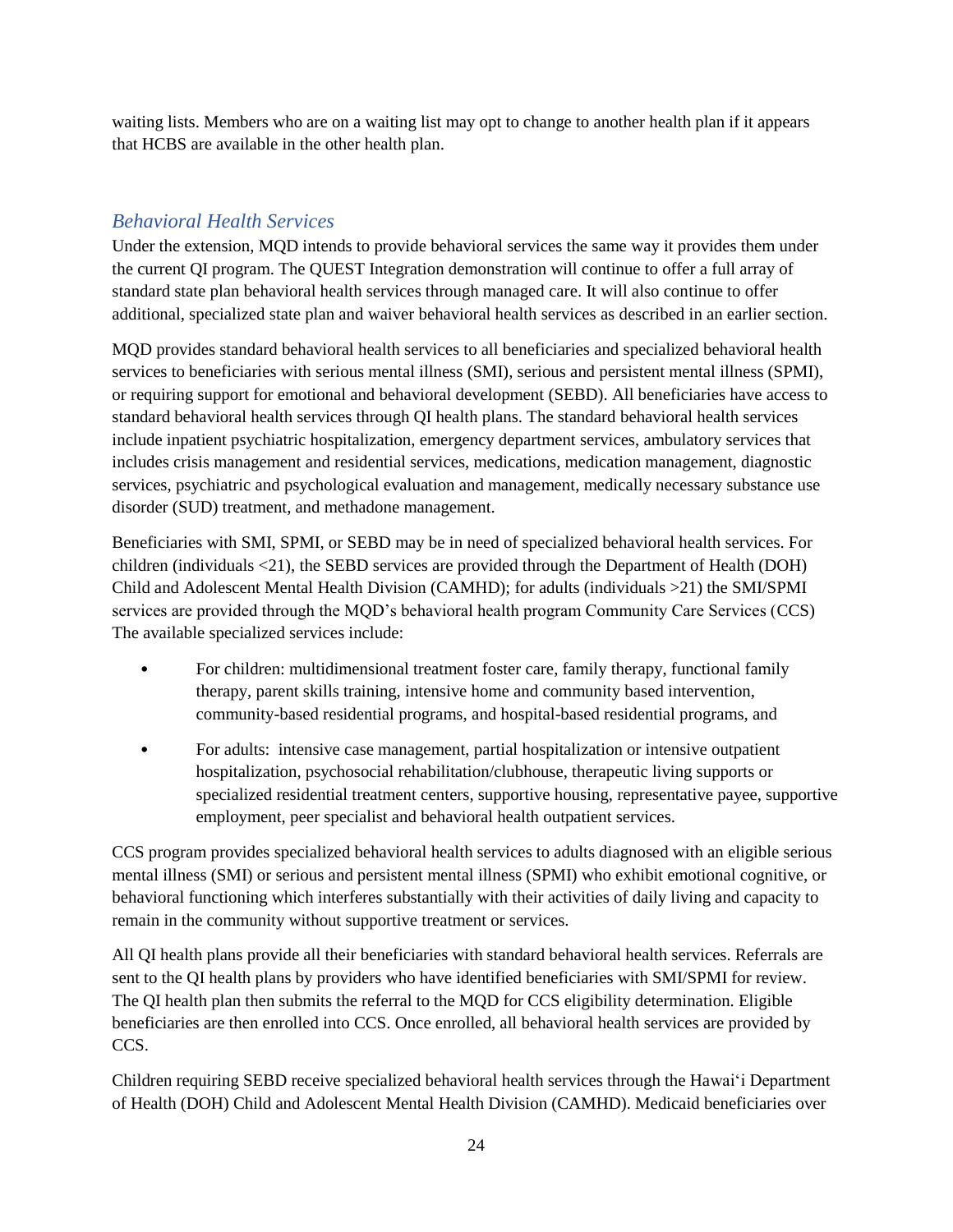waiting lists. Members who are on a waiting list may opt to change to another health plan if it appears that HCBS are available in the other health plan.

### *Behavioral Health Services*

Under the extension, MQD intends to provide behavioral services the same way it provides them under the current QI program. The QUEST Integration demonstration will continue to offer a full array of standard state plan behavioral health services through managed care. It will also continue to offer additional, specialized state plan and waiver behavioral health services as described in an earlier section.

MQD provides standard behavioral health services to all beneficiaries and specialized behavioral health services to beneficiaries with serious mental illness (SMI), serious and persistent mental illness (SPMI), or requiring support for emotional and behavioral development (SEBD). All beneficiaries have access to standard behavioral health services through QI health plans. The standard behavioral health services include inpatient psychiatric hospitalization, emergency department services, ambulatory services that includes crisis management and residential services, medications, medication management, diagnostic services, psychiatric and psychological evaluation and management, medically necessary substance use disorder (SUD) treatment, and methadone management.

Beneficiaries with SMI, SPMI, or SEBD may be in need of specialized behavioral health services. For children (individuals <21), the SEBD services are provided through the Department of Health (DOH) Child and Adolescent Mental Health Division (CAMHD); for adults (individuals >21) the SMI/SPMI services are provided through the MQD's behavioral health program Community Care Services (CCS) The available specialized services include:

- For children: multidimensional treatment foster care, family therapy, functional family therapy, parent skills training, intensive home and community based intervention, community-based residential programs, and hospital-based residential programs, and
- For adults: intensive case management, partial hospitalization or intensive outpatient hospitalization, psychosocial rehabilitation/clubhouse, therapeutic living supports or specialized residential treatment centers, supportive housing, representative payee, supportive employment, peer specialist and behavioral health outpatient services.

CCS program provides specialized behavioral health services to adults diagnosed with an eligible serious mental illness (SMI) or serious and persistent mental illness (SPMI) who exhibit emotional cognitive, or behavioral functioning which interferes substantially with their activities of daily living and capacity to remain in the community without supportive treatment or services.

All QI health plans provide all their beneficiaries with standard behavioral health services. Referrals are sent to the QI health plans by providers who have identified beneficiaries with SMI/SPMI for review. The QI health plan then submits the referral to the MQD for CCS eligibility determination. Eligible beneficiaries are then enrolled into CCS. Once enrolled, all behavioral health services are provided by CCS.

Children requiring SEBD receive specialized behavioral health services through the Hawai'i Department of Health (DOH) Child and Adolescent Mental Health Division (CAMHD). Medicaid beneficiaries over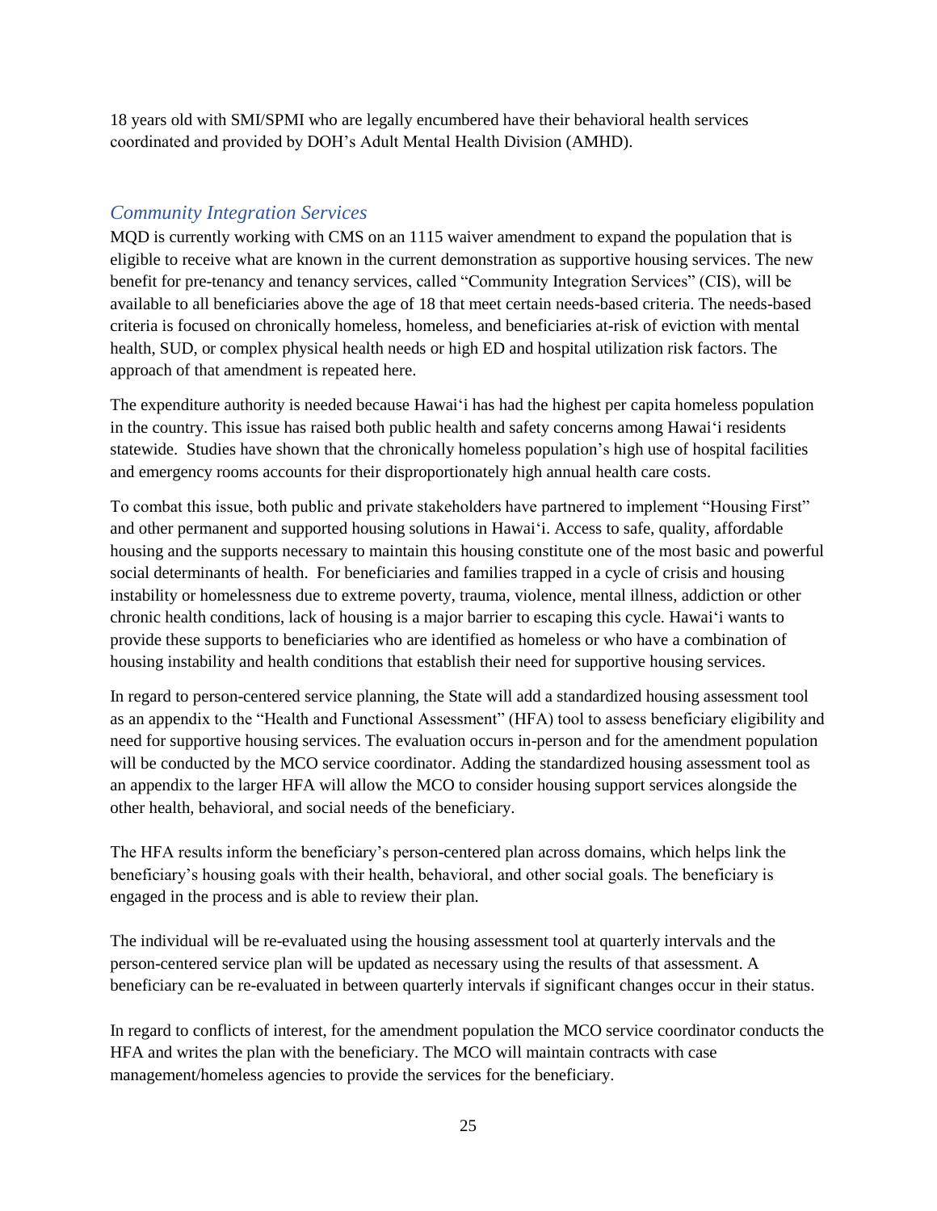18 years old with SMI/SPMI who are legally encumbered have their behavioral health services coordinated and provided by DOH's Adult Mental Health Division (AMHD).

### *Community Integration Services*

MQD is currently working with CMS on an 1115 waiver amendment to expand the population that is eligible to receive what are known in the current demonstration as supportive housing services. The new benefit for pre-tenancy and tenancy services, called "Community Integration Services" (CIS), will be available to all beneficiaries above the age of 18 that meet certain needs-based criteria. The needs-based criteria is focused on chronically homeless, homeless, and beneficiaries at-risk of eviction with mental health, SUD, or complex physical health needs or high ED and hospital utilization risk factors. The approach of that amendment is repeated here.

The expenditure authority is needed because Hawai'i has had the highest per capita homeless population in the country. This issue has raised both public health and safety concerns among Hawai'i residents statewide. Studies have shown that the chronically homeless population's high use of hospital facilities and emergency rooms accounts for their disproportionately high annual health care costs.

To combat this issue, both public and private stakeholders have partnered to implement "Housing First" and other permanent and supported housing solutions in Hawai'i. Access to safe, quality, affordable housing and the supports necessary to maintain this housing constitute one of the most basic and powerful social determinants of health. For beneficiaries and families trapped in a cycle of crisis and housing instability or homelessness due to extreme poverty, trauma, violence, mental illness, addiction or other chronic health conditions, lack of housing is a major barrier to escaping this cycle. Hawai'i wants to provide these supports to beneficiaries who are identified as homeless or who have a combination of housing instability and health conditions that establish their need for supportive housing services.

In regard to person-centered service planning, the State will add a standardized housing assessment tool as an appendix to the "Health and Functional Assessment" (HFA) tool to assess beneficiary eligibility and need for supportive housing services. The evaluation occurs in-person and for the amendment population will be conducted by the MCO service coordinator. Adding the standardized housing assessment tool as an appendix to the larger HFA will allow the MCO to consider housing support services alongside the other health, behavioral, and social needs of the beneficiary.

The HFA results inform the beneficiary's person-centered plan across domains, which helps link the beneficiary's housing goals with their health, behavioral, and other social goals. The beneficiary is engaged in the process and is able to review their plan.

The individual will be re-evaluated using the housing assessment tool at quarterly intervals and the person-centered service plan will be updated as necessary using the results of that assessment. A beneficiary can be re-evaluated in between quarterly intervals if significant changes occur in their status.

In regard to conflicts of interest, for the amendment population the MCO service coordinator conducts the HFA and writes the plan with the beneficiary. The MCO will maintain contracts with case management/homeless agencies to provide the services for the beneficiary.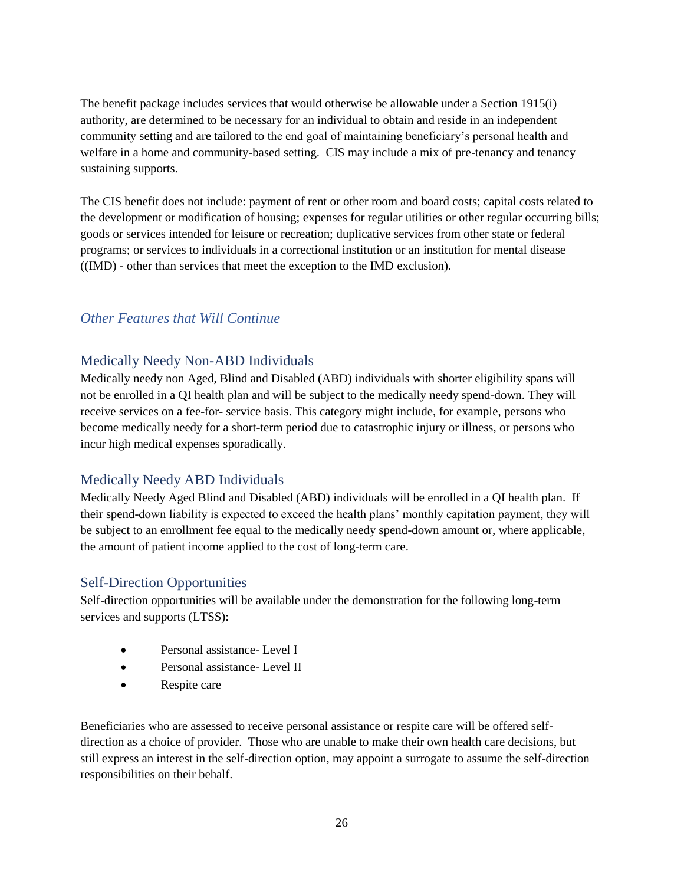The benefit package includes services that would otherwise be allowable under a Section 1915(i) authority, are determined to be necessary for an individual to obtain and reside in an independent community setting and are tailored to the end goal of maintaining beneficiary's personal health and welfare in a home and community-based setting. CIS may include a mix of pre-tenancy and tenancy sustaining supports.

The CIS benefit does not include: payment of rent or other room and board costs; capital costs related to the development or modification of housing; expenses for regular utilities or other regular occurring bills; goods or services intended for leisure or recreation; duplicative services from other state or federal programs; or services to individuals in a correctional institution or an institution for mental disease ((IMD) - other than services that meet the exception to the IMD exclusion).

## *Other Features that Will Continue*

### Medically Needy Non-ABD Individuals

Medically needy non Aged, Blind and Disabled (ABD) individuals with shorter eligibility spans will not be enrolled in a QI health plan and will be subject to the medically needy spend-down. They will receive services on a fee-for- service basis. This category might include, for example, persons who become medically needy for a short-term period due to catastrophic injury or illness, or persons who incur high medical expenses sporadically.

### Medically Needy ABD Individuals

Medically Needy Aged Blind and Disabled (ABD) individuals will be enrolled in a QI health plan. If their spend-down liability is expected to exceed the health plans' monthly capitation payment, they will be subject to an enrollment fee equal to the medically needy spend-down amount or, where applicable, the amount of patient income applied to the cost of long-term care.

### Self-Direction Opportunities

Self-direction opportunities will be available under the demonstration for the following long-term services and supports (LTSS):

- Personal assistance- Level I
- Personal assistance- Level II
- Respite care

Beneficiaries who are assessed to receive personal assistance or respite care will be offered self-direction as a choice of provider. Those who are unable to make their own health care decisions, but still express an interest in the self-direction option, may appoint a surrogate to assume the self-direction responsibilities on their behalf.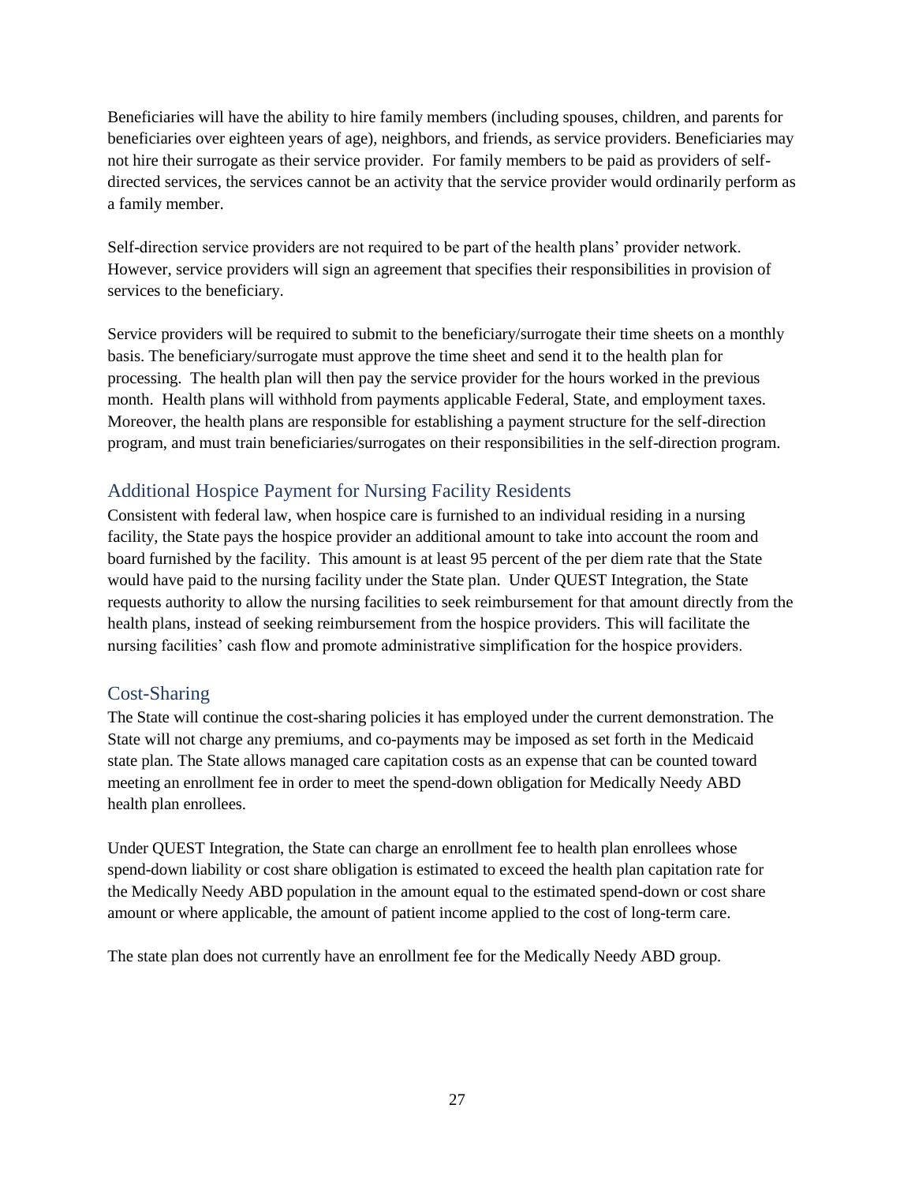Beneficiaries will have the ability to hire family members (including spouses, children, and parents for beneficiaries over eighteen years of age), neighbors, and friends, as service providers. Beneficiaries may not hire their surrogate as their service provider. For family members to be paid as providers of self-directed services, the services cannot be an activity that the service provider would ordinarily perform as a family member.

Self-direction service providers are not required to be part of the health plans' provider network. However, service providers will sign an agreement that specifies their responsibilities in provision of services to the beneficiary.

Service providers will be required to submit to the beneficiary/surrogate their time sheets on a monthly basis. The beneficiary/surrogate must approve the time sheet and send it to the health plan for processing. The health plan will then pay the service provider for the hours worked in the previous month. Health plans will withhold from payments applicable Federal, State, and employment taxes. Moreover, the health plans are responsible for establishing a payment structure for the self-direction program, and must train beneficiaries/surrogates on their responsibilities in the self-direction program.

## Additional Hospice Payment for Nursing Facility Residents

Consistent with federal law, when hospice care is furnished to an individual residing in a nursing facility, the State pays the hospice provider an additional amount to take into account the room and board furnished by the facility. This amount is at least 95 percent of the per diem rate that the State would have paid to the nursing facility under the State plan. Under QUEST Integration, the State requests authority to allow the nursing facilities to seek reimbursement for that amount directly from the health plans, instead of seeking reimbursement from the hospice providers. This will facilitate the nursing facilities' cash flow and promote administrative simplification for the hospice providers.

## Cost-Sharing

The State will continue the cost-sharing policies it has employed under the current demonstration. The State will not charge any premiums, and co-payments may be imposed as set forth in the Medicaid state plan. The State allows managed care capitation costs as an expense that can be counted toward meeting an enrollment fee in order to meet the spend-down obligation for Medically Needy ABD health plan enrollees.

Under QUEST Integration, the State can charge an enrollment fee to health plan enrollees whose spend-down liability or cost share obligation is estimated to exceed the health plan capitation rate for the Medically Needy ABD population in the amount equal to the estimated spend-down or cost share amount or where applicable, the amount of patient income applied to the cost of long-term care.

The state plan does not currently have an enrollment fee for the Medically Needy ABD group.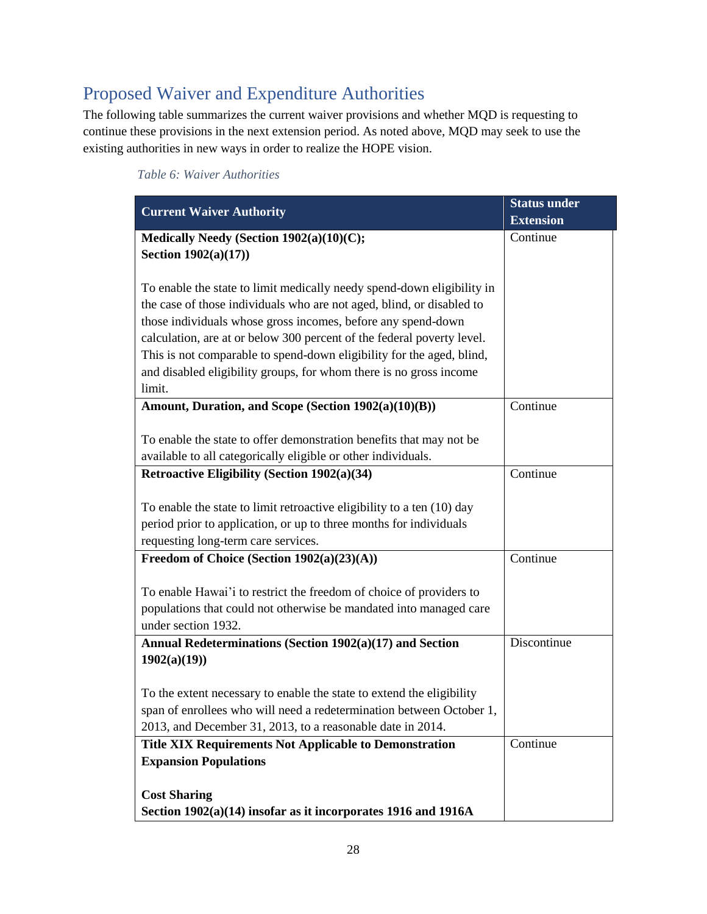## Proposed Waiver and Expenditure Authorities

The following table summarizes the current waiver provisions and whether MQD is requesting to continue these provisions in the next extension period. As noted above, MQD may seek to use the existing authorities in new ways in order to realize the HOPE vision.

*Table 6: Waiver Authorities*

| Current Waiver Authority | Status under Extension |
|---|---|
| **Medically Needy (Section 1902(a)(10)(C); Section 1902(a)(17))**<br><br>To enable the state to limit medically needy spend-down eligibility in the case of those individuals who are not aged, blind, or disabled to those individuals whose gross incomes, before any spend-down calculation, are at or below 300 percent of the federal poverty level. This is not comparable to spend-down eligibility for the aged, blind, and disabled eligibility groups, for whom there is no gross income limit. | Continue |
| **Amount, Duration, and Scope (Section 1902(a)(10)(B))**<br><br>To enable the state to offer demonstration benefits that may not be available to all categorically eligible or other individuals. | Continue |
| **Retroactive Eligibility (Section 1902(a)(34)**<br><br>To enable the state to limit retroactive eligibility to a ten (10) day period prior to application, or up to three months for individuals requesting long-term care services. | Continue |
| **Freedom of Choice (Section 1902(a)(23)(A))**<br><br>To enable Hawai'i to restrict the freedom of choice of providers to populations that could not otherwise be mandated into managed care under section 1932. | Continue |
| **Annual Redeterminations (Section 1902(a)(17) and Section 1902(a)(19))**<br><br>To the extent necessary to enable the state to extend the eligibility span of enrollees who will need a redetermination between October 1, 2013, and December 31, 2013, to a reasonable date in 2014. | Discontinue |
| **Title XIX Requirements Not Applicable to Demonstration Expansion Populations**<br><br>**Cost Sharing**<br>**Section 1902(a)(14) insofar as it incorporates 1916 and 1916A** | Continue |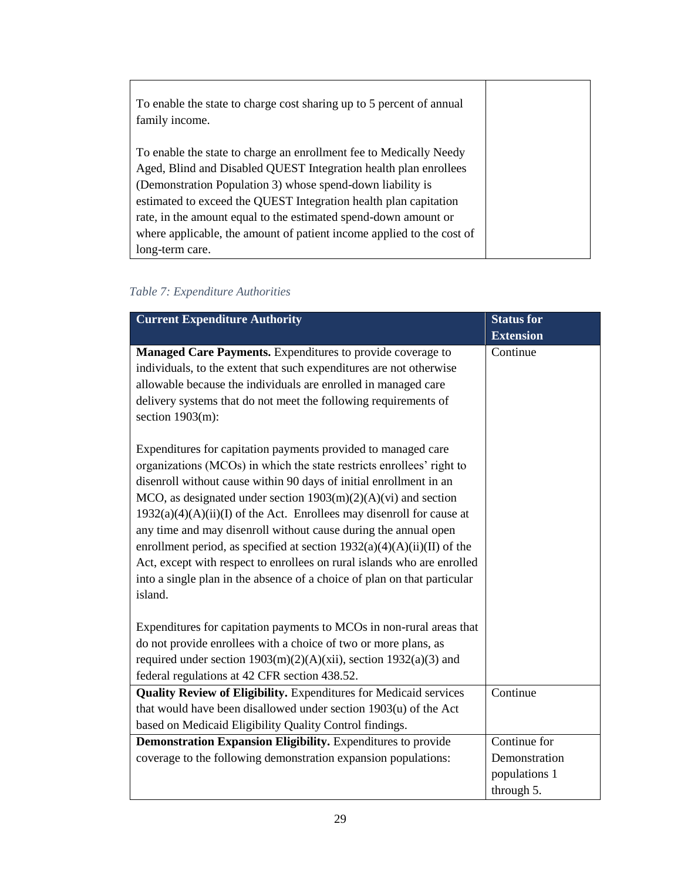| | |
|---|---|
| To enable the state to charge cost sharing up to 5 percent of annual family income.<br><br>To enable the state to charge an enrollment fee to Medically Needy Aged, Blind and Disabled QUEST Integration health plan enrollees (Demonstration Population 3) whose spend-down liability is estimated to exceed the QUEST Integration health plan capitation rate, in the amount equal to the estimated spend-down amount or where applicable, the amount of patient income applied to the cost of long-term care. | |

*Table 7: Expenditure Authorities*

| Current Expenditure Authority | Status for Extension |
|---|---|
| **Managed Care Payments.** Expenditures to provide coverage to individuals, to the extent that such expenditures are not otherwise allowable because the individuals are enrolled in managed care delivery systems that do not meet the following requirements of section 1903(m):<br><br>Expenditures for capitation payments provided to managed care organizations (MCOs) in which the state restricts enrollees' right to disenroll without cause within 90 days of initial enrollment in an MCO, as designated under section 1903(m)(2)(A)(vi) and section 1932(a)(4)(A)(ii)(I) of the Act. Enrollees may disenroll for cause at any time and may disenroll without cause during the annual open enrollment period, as specified at section 1932(a)(4)(A)(ii)(II) of the Act, except with respect to enrollees on rural islands who are enrolled into a single plan in the absence of a choice of plan on that particular island.<br><br>Expenditures for capitation payments to MCOs in non-rural areas that do not provide enrollees with a choice of two or more plans, as required under section 1903(m)(2)(A)(xii), section 1932(a)(3) and federal regulations at 42 CFR section 438.52. | Continue |
| **Quality Review of Eligibility.** Expenditures for Medicaid services that would have been disallowed under section 1903(u) of the Act based on Medicaid Eligibility Quality Control findings. | Continue |
| **Demonstration Expansion Eligibility.** Expenditures to provide coverage to the following demonstration expansion populations: | Continue for Demonstration populations 1 through 5. |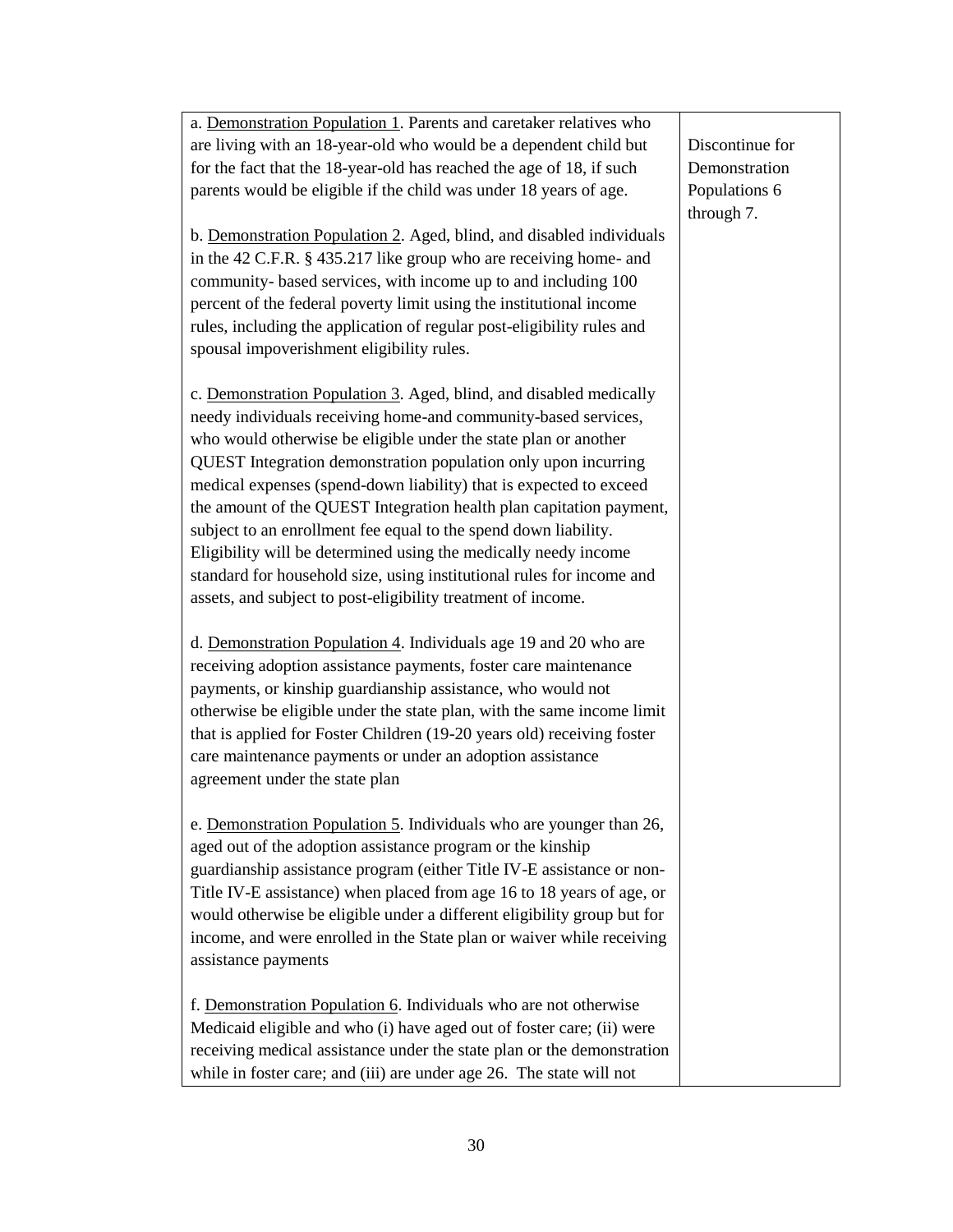| | |
|---|---|
| a. <u>Demonstration Population 1</u>. Parents and caretaker relatives who are living with an 18-year-old who would be a dependent child but for the fact that the 18-year-old has reached the age of 18, if such parents would be eligible if the child was under 18 years of age.<br><br>b. <u>Demonstration Population 2</u>. Aged, blind, and disabled individuals in the 42 C.F.R. § 435.217 like group who are receiving home- and community- based services, with income up to and including 100 percent of the federal poverty limit using the institutional income rules, including the application of regular post-eligibility rules and spousal impoverishment eligibility rules.<br><br>c. <u>Demonstration Population 3</u>. Aged, blind, and disabled medically needy individuals receiving home-and community-based services, who would otherwise be eligible under the state plan or another QUEST Integration demonstration population only upon incurring medical expenses (spend-down liability) that is expected to exceed the amount of the QUEST Integration health plan capitation payment, subject to an enrollment fee equal to the spend down liability. Eligibility will be determined using the medically needy income standard for household size, using institutional rules for income and assets, and subject to post-eligibility treatment of income.<br><br>d. <u>Demonstration Population 4</u>. Individuals age 19 and 20 who are receiving adoption assistance payments, foster care maintenance payments, or kinship guardianship assistance, who would not otherwise be eligible under the state plan, with the same income limit that is applied for Foster Children (19-20 years old) receiving foster care maintenance payments or under an adoption assistance agreement under the state plan<br><br>e. <u>Demonstration Population 5</u>. Individuals who are younger than 26, aged out of the adoption assistance program or the kinship guardianship assistance program (either Title IV-E assistance or non-Title IV-E assistance) when placed from age 16 to 18 years of age, or would otherwise be eligible under a different eligibility group but for income, and were enrolled in the State plan or waiver while receiving assistance payments<br><br>f. <u>Demonstration Population 6</u>. Individuals who are not otherwise Medicaid eligible and who (i) have aged out of foster care; (ii) were receiving medical assistance under the state plan or the demonstration while in foster care; and (iii) are under age 26. The state will not | Discontinue for Demonstration Populations 6 through 7. |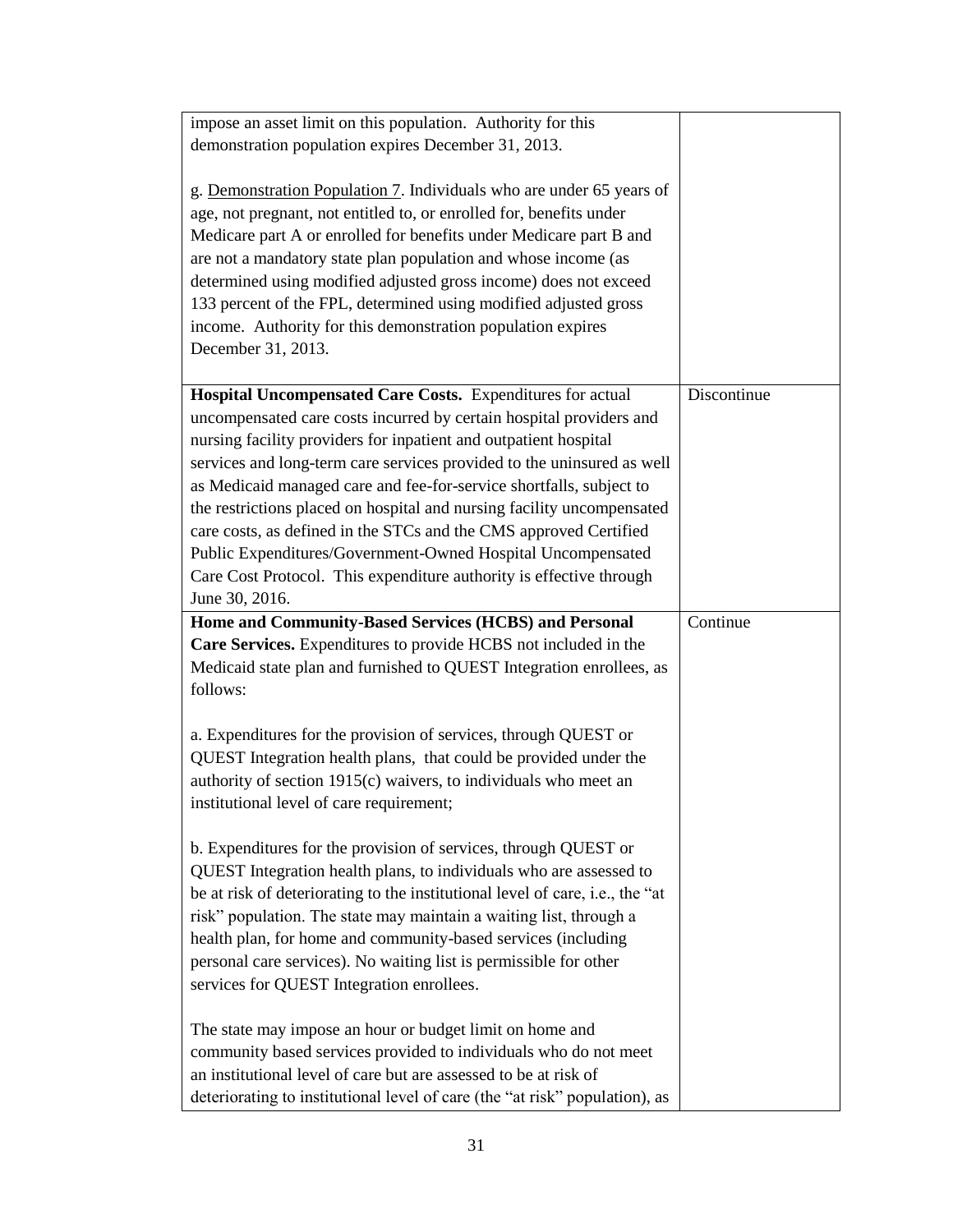| | |
|---|---|
| impose an asset limit on this population. Authority for this demonstration population expires December 31, 2013.<br><br>g. Demonstration Population 7. Individuals who are under 65 years of age, not pregnant, not entitled to, or enrolled for, benefits under Medicare part A or enrolled for benefits under Medicare part B and are not a mandatory state plan population and whose income (as determined using modified adjusted gross income) does not exceed 133 percent of the FPL, determined using modified adjusted gross income. Authority for this demonstration population expires December 31, 2013. | |
| **Hospital Uncompensated Care Costs.** Expenditures for actual uncompensated care costs incurred by certain hospital providers and nursing facility providers for inpatient and outpatient hospital services and long-term care services provided to the uninsured as well as Medicaid managed care and fee-for-service shortfalls, subject to the restrictions placed on hospital and nursing facility uncompensated care costs, as defined in the STCs and the CMS approved Certified Public Expenditures/Government-Owned Hospital Uncompensated Care Cost Protocol. This expenditure authority is effective through June 30, 2016. | Discontinue |
| **Home and Community-Based Services (HCBS) and Personal Care Services.** Expenditures to provide HCBS not included in the Medicaid state plan and furnished to QUEST Integration enrollees, as follows:<br><br>a. Expenditures for the provision of services, through QUEST or QUEST Integration health plans, that could be provided under the authority of section 1915(c) waivers, to individuals who meet an institutional level of care requirement;<br><br>b. Expenditures for the provision of services, through QUEST or QUEST Integration health plans, to individuals who are assessed to be at risk of deteriorating to the institutional level of care, i.e., the "at risk" population. The state may maintain a waiting list, through a health plan, for home and community-based services (including personal care services). No waiting list is permissible for other services for QUEST Integration enrollees.<br><br>The state may impose an hour or budget limit on home and community based services provided to individuals who do not meet an institutional level of care but are assessed to be at risk of deteriorating to institutional level of care (the "at risk" population), as | Continue |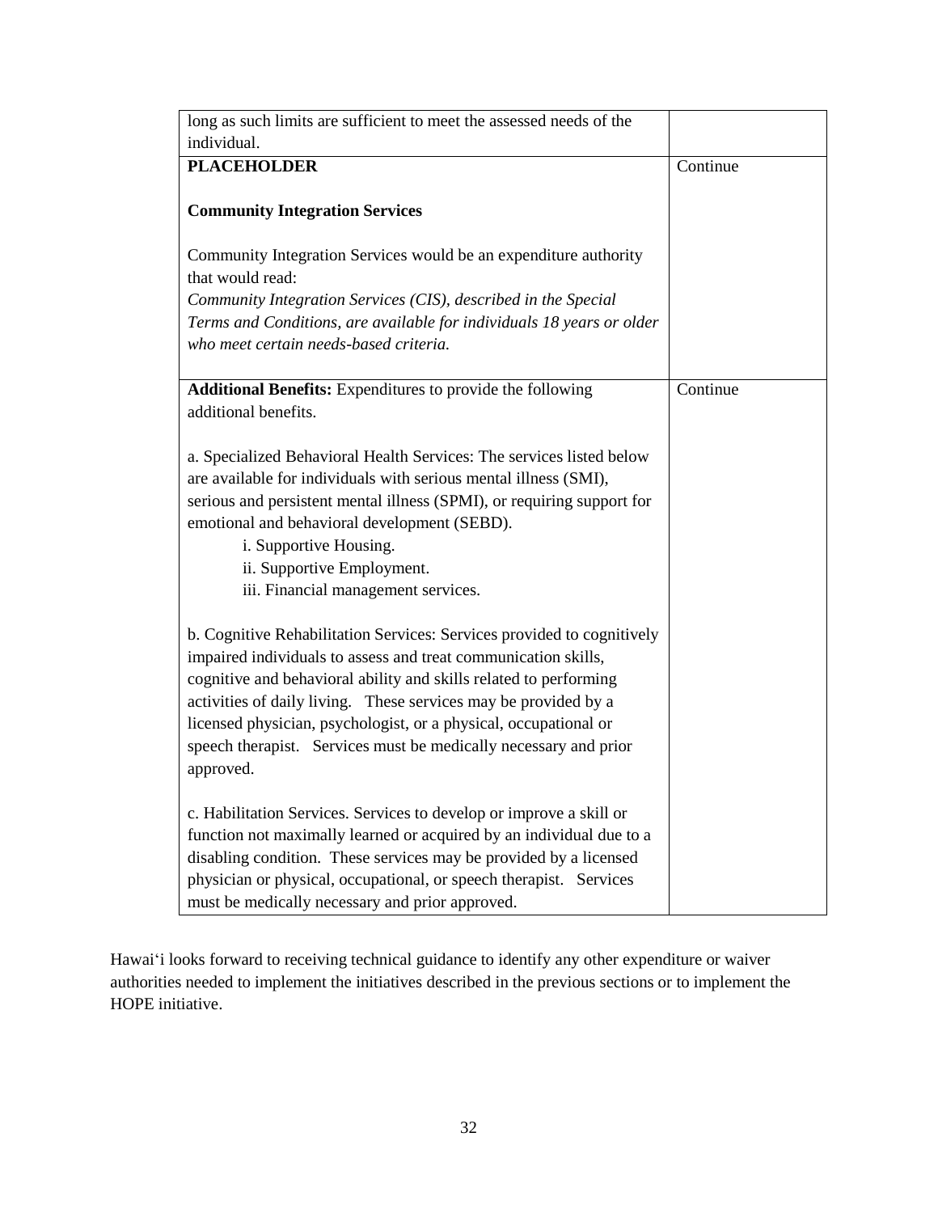| | |
|---|---|
| long as such limits are sufficient to meet the assessed needs of the individual. | |
| **PLACEHOLDER**<br><br>**Community Integration Services**<br><br>Community Integration Services would be an expenditure authority that would read:<br>*Community Integration Services (CIS), described in the Special Terms and Conditions, are available for individuals 18 years or older who meet certain needs-based criteria.* | Continue |
| **Additional Benefits:** Expenditures to provide the following additional benefits.<br><br>a. Specialized Behavioral Health Services: The services listed below are available for individuals with serious mental illness (SMI), serious and persistent mental illness (SPMI), or requiring support for emotional and behavioral development (SEBD).<br>i. Supportive Housing.<br>ii. Supportive Employment.<br>iii. Financial management services.<br><br>b. Cognitive Rehabilitation Services: Services provided to cognitively impaired individuals to assess and treat communication skills, cognitive and behavioral ability and skills related to performing activities of daily living. These services may be provided by a licensed physician, psychologist, or a physical, occupational or speech therapist. Services must be medically necessary and prior approved.<br><br>c. Habilitation Services. Services to develop or improve a skill or function not maximally learned or acquired by an individual due to a disabling condition. These services may be provided by a licensed physician or physical, occupational, or speech therapist. Services must be medically necessary and prior approved. | Continue |

Hawaiʻi looks forward to receiving technical guidance to identify any other expenditure or waiver authorities needed to implement the initiatives described in the previous sections or to implement the HOPE initiative.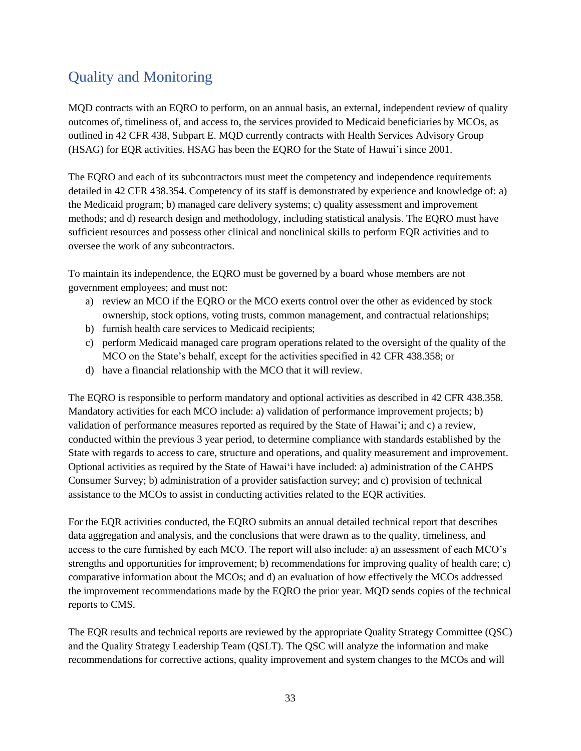## Quality and Monitoring

MQD contracts with an EQRO to perform, on an annual basis, an external, independent review of quality outcomes of, timeliness of, and access to, the services provided to Medicaid beneficiaries by MCOs, as outlined in 42 CFR 438, Subpart E. MQD currently contracts with Health Services Advisory Group (HSAG) for EQR activities. HSAG has been the EQRO for the State of Hawai'i since 2001.

The EQRO and each of its subcontractors must meet the competency and independence requirements detailed in 42 CFR 438.354. Competency of its staff is demonstrated by experience and knowledge of: a) the Medicaid program; b) managed care delivery systems; c) quality assessment and improvement methods; and d) research design and methodology, including statistical analysis. The EQRO must have sufficient resources and possess other clinical and nonclinical skills to perform EQR activities and to oversee the work of any subcontractors.

To maintain its independence, the EQRO must be governed by a board whose members are not government employees; and must not:

a) review an MCO if the EQRO or the MCO exerts control over the other as evidenced by stock ownership, stock options, voting trusts, common management, and contractual relationships;
b) furnish health care services to Medicaid recipients;
c) perform Medicaid managed care program operations related to the oversight of the quality of the MCO on the State's behalf, except for the activities specified in 42 CFR 438.358; or
d) have a financial relationship with the MCO that it will review.

The EQRO is responsible to perform mandatory and optional activities as described in 42 CFR 438.358. Mandatory activities for each MCO include: a) validation of performance improvement projects; b) validation of performance measures reported as required by the State of Hawai'i; and c) a review, conducted within the previous 3 year period, to determine compliance with standards established by the State with regards to access to care, structure and operations, and quality measurement and improvement. Optional activities as required by the State of Hawai'i have included: a) administration of the CAHPS Consumer Survey; b) administration of a provider satisfaction survey; and c) provision of technical assistance to the MCOs to assist in conducting activities related to the EQR activities.

For the EQR activities conducted, the EQRO submits an annual detailed technical report that describes data aggregation and analysis, and the conclusions that were drawn as to the quality, timeliness, and access to the care furnished by each MCO. The report will also include: a) an assessment of each MCO's strengths and opportunities for improvement; b) recommendations for improving quality of health care; c) comparative information about the MCOs; and d) an evaluation of how effectively the MCOs addressed the improvement recommendations made by the EQRO the prior year. MQD sends copies of the technical reports to CMS.

The EQR results and technical reports are reviewed by the appropriate Quality Strategy Committee (QSC) and the Quality Strategy Leadership Team (QSLT). The QSC will analyze the information and make recommendations for corrective actions, quality improvement and system changes to the MCOs and will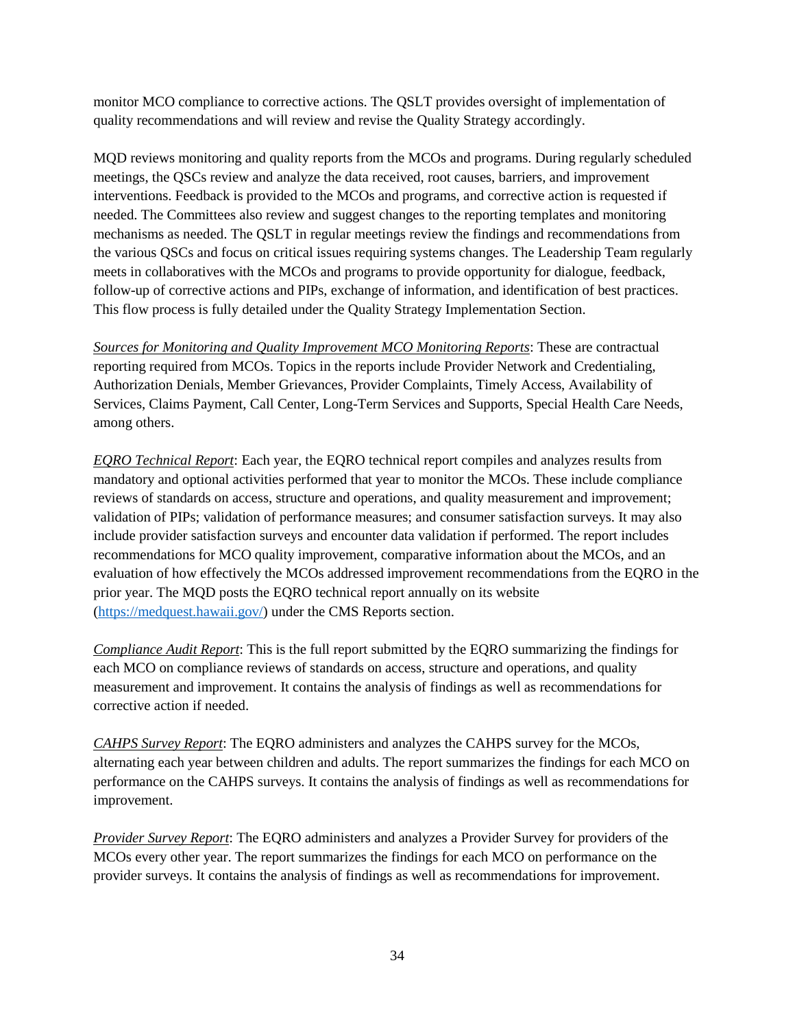monitor MCO compliance to corrective actions. The QSLT provides oversight of implementation of quality recommendations and will review and revise the Quality Strategy accordingly.

MQD reviews monitoring and quality reports from the MCOs and programs. During regularly scheduled meetings, the QSCs review and analyze the data received, root causes, barriers, and improvement interventions. Feedback is provided to the MCOs and programs, and corrective action is requested if needed. The Committees also review and suggest changes to the reporting templates and monitoring mechanisms as needed. The QSLT in regular meetings review the findings and recommendations from the various QSCs and focus on critical issues requiring systems changes. The Leadership Team regularly meets in collaboratives with the MCOs and programs to provide opportunity for dialogue, feedback, follow-up of corrective actions and PIPs, exchange of information, and identification of best practices. This flow process is fully detailed under the Quality Strategy Implementation Section.

*Sources for Monitoring and Quality Improvement MCO Monitoring Reports*: These are contractual reporting required from MCOs. Topics in the reports include Provider Network and Credentialing, Authorization Denials, Member Grievances, Provider Complaints, Timely Access, Availability of Services, Claims Payment, Call Center, Long-Term Services and Supports, Special Health Care Needs, among others.

*EQRO Technical Report*: Each year, the EQRO technical report compiles and analyzes results from mandatory and optional activities performed that year to monitor the MCOs. These include compliance reviews of standards on access, structure and operations, and quality measurement and improvement; validation of PIPs; validation of performance measures; and consumer satisfaction surveys. It may also include provider satisfaction surveys and encounter data validation if performed. The report includes recommendations for MCO quality improvement, comparative information about the MCOs, and an evaluation of how effectively the MCOs addressed improvement recommendations from the EQRO in the prior year. The MQD posts the EQRO technical report annually on its website (https://medquest.hawaii.gov/) under the CMS Reports section.

*Compliance Audit Report*: This is the full report submitted by the EQRO summarizing the findings for each MCO on compliance reviews of standards on access, structure and operations, and quality measurement and improvement. It contains the analysis of findings as well as recommendations for corrective action if needed.

*CAHPS Survey Report*: The EQRO administers and analyzes the CAHPS survey for the MCOs, alternating each year between children and adults. The report summarizes the findings for each MCO on performance on the CAHPS surveys. It contains the analysis of findings as well as recommendations for improvement.

*Provider Survey Report*: The EQRO administers and analyzes a Provider Survey for providers of the MCOs every other year. The report summarizes the findings for each MCO on performance on the provider surveys. It contains the analysis of findings as well as recommendations for improvement.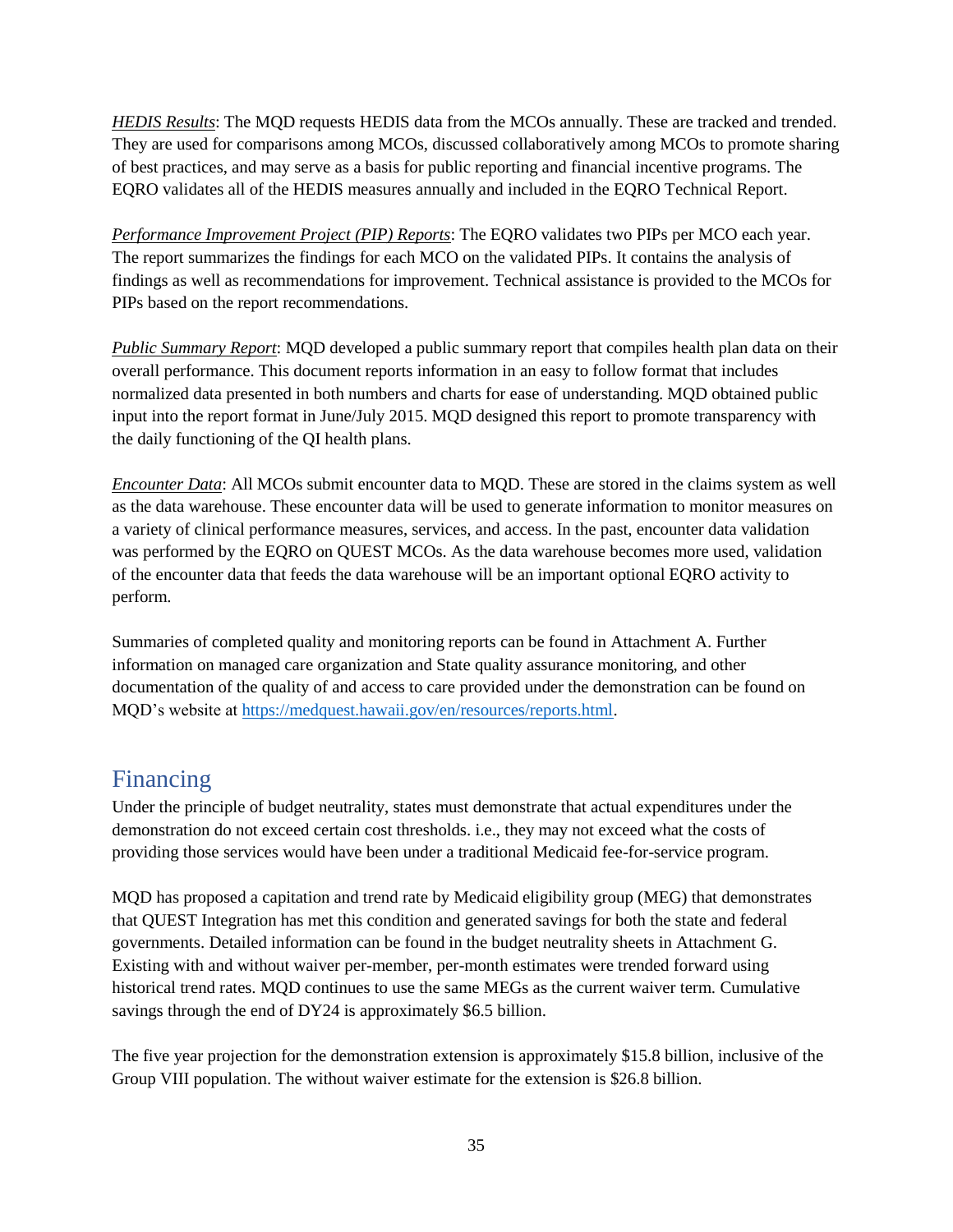*HEDIS Results*: The MQD requests HEDIS data from the MCOs annually. These are tracked and trended. They are used for comparisons among MCOs, discussed collaboratively among MCOs to promote sharing of best practices, and may serve as a basis for public reporting and financial incentive programs. The EQRO validates all of the HEDIS measures annually and included in the EQRO Technical Report.

*Performance Improvement Project (PIP) Reports*: The EQRO validates two PIPs per MCO each year. The report summarizes the findings for each MCO on the validated PIPs. It contains the analysis of findings as well as recommendations for improvement. Technical assistance is provided to the MCOs for PIPs based on the report recommendations.

*Public Summary Report*: MQD developed a public summary report that compiles health plan data on their overall performance. This document reports information in an easy to follow format that includes normalized data presented in both numbers and charts for ease of understanding. MQD obtained public input into the report format in June/July 2015. MQD designed this report to promote transparency with the daily functioning of the QI health plans.

*Encounter Data*: All MCOs submit encounter data to MQD. These are stored in the claims system as well as the data warehouse. These encounter data will be used to generate information to monitor measures on a variety of clinical performance measures, services, and access. In the past, encounter data validation was performed by the EQRO on QUEST MCOs. As the data warehouse becomes more used, validation of the encounter data that feeds the data warehouse will be an important optional EQRO activity to perform.

Summaries of completed quality and monitoring reports can be found in Attachment A. Further information on managed care organization and State quality assurance monitoring, and other documentation of the quality of and access to care provided under the demonstration can be found on MQD's website at https://medquest.hawaii.gov/en/resources/reports.html.

## Financing

Under the principle of budget neutrality, states must demonstrate that actual expenditures under the demonstration do not exceed certain cost thresholds. i.e., they may not exceed what the costs of providing those services would have been under a traditional Medicaid fee-for-service program.

MQD has proposed a capitation and trend rate by Medicaid eligibility group (MEG) that demonstrates that QUEST Integration has met this condition and generated savings for both the state and federal governments. Detailed information can be found in the budget neutrality sheets in Attachment G. Existing with and without waiver per-member, per-month estimates were trended forward using historical trend rates. MQD continues to use the same MEGs as the current waiver term. Cumulative savings through the end of DY24 is approximately $6.5 billion.

The five year projection for the demonstration extension is approximately $15.8 billion, inclusive of the Group VIII population. The without waiver estimate for the extension is $26.8 billion.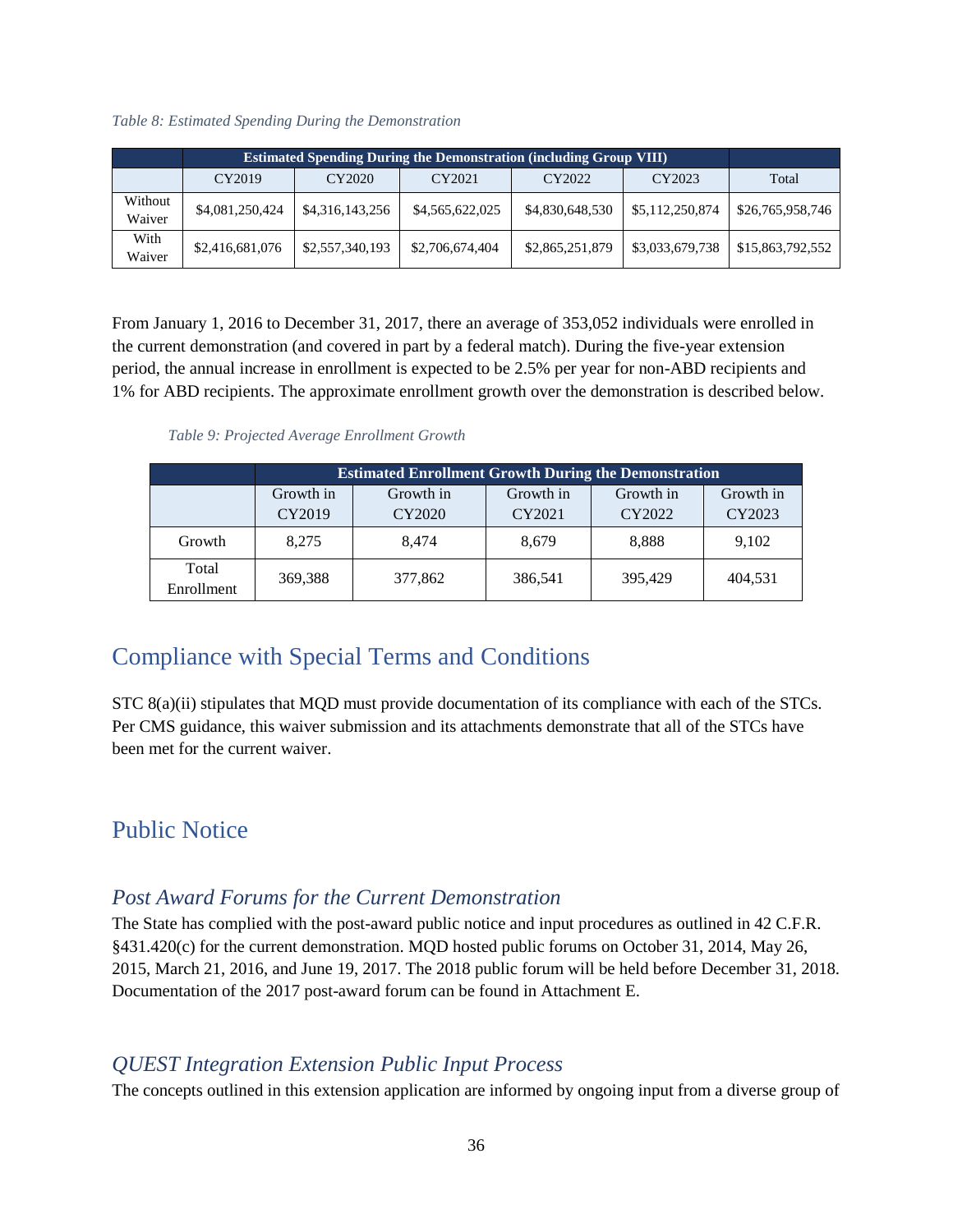*Table 8: Estimated Spending During the Demonstration*

| | Estimated Spending During the Demonstration (including Group VIII) | | | | | |
|---|---|---|---|---|---|---|
| | CY2019 | CY2020 | CY2021 | CY2022 | CY2023 | Total |
| Without Waiver | $4,081,250,424 | $4,316,143,256 | $4,565,622,025 | $4,830,648,530 | $5,112,250,874 | $26,765,958,746 |
| With Waiver | $2,416,681,076 | $2,557,340,193 | $2,706,674,404 | $2,865,251,879 | $3,033,679,738 | $15,863,792,552 |

From January 1, 2016 to December 31, 2017, there an average of 353,052 individuals were enrolled in the current demonstration (and covered in part by a federal match). During the five-year extension period, the annual increase in enrollment is expected to be 2.5% per year for non-ABD recipients and 1% for ABD recipients. The approximate enrollment growth over the demonstration is described below.

*Table 9: Projected Average Enrollment Growth*

| | Estimated Enrollment Growth During the Demonstration | | | | |
|---|---|---|---|---|---|
| | Growth in CY2019 | Growth in CY2020 | Growth in CY2021 | Growth in CY2022 | Growth in CY2023 |
| Growth | 8,275 | 8,474 | 8,679 | 8,888 | 9,102 |
| Total Enrollment | 369,388 | 377,862 | 386,541 | 395,429 | 404,531 |

## Compliance with Special Terms and Conditions

STC 8(a)(ii) stipulates that MQD must provide documentation of its compliance with each of the STCs. Per CMS guidance, this waiver submission and its attachments demonstrate that all of the STCs have been met for the current waiver.

## Public Notice

### *Post Award Forums for the Current Demonstration*

The State has complied with the post-award public notice and input procedures as outlined in 42 C.F.R. §431.420(c) for the current demonstration. MQD hosted public forums on October 31, 2014, May 26, 2015, March 21, 2016, and June 19, 2017. The 2018 public forum will be held before December 31, 2018. Documentation of the 2017 post-award forum can be found in Attachment E.

### *QUEST Integration Extension Public Input Process*

The concepts outlined in this extension application are informed by ongoing input from a diverse group of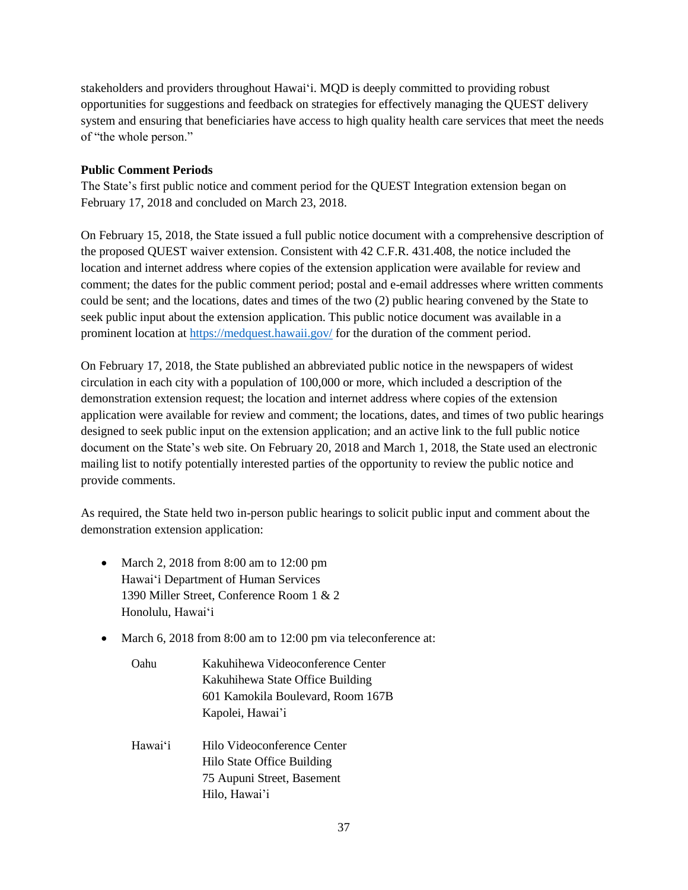stakeholders and providers throughout Hawaiʻi. MQD is deeply committed to providing robust opportunities for suggestions and feedback on strategies for effectively managing the QUEST delivery system and ensuring that beneficiaries have access to high quality health care services that meet the needs of "the whole person."

**Public Comment Periods**

The State's first public notice and comment period for the QUEST Integration extension began on February 17, 2018 and concluded on March 23, 2018.

On February 15, 2018, the State issued a full public notice document with a comprehensive description of the proposed QUEST waiver extension. Consistent with 42 C.F.R. 431.408, the notice included the location and internet address where copies of the extension application were available for review and comment; the dates for the public comment period; postal and e-email addresses where written comments could be sent; and the locations, dates and times of the two (2) public hearing convened by the State to seek public input about the extension application. This public notice document was available in a prominent location at https://medquest.hawaii.gov/ for the duration of the comment period.

On February 17, 2018, the State published an abbreviated public notice in the newspapers of widest circulation in each city with a population of 100,000 or more, which included a description of the demonstration extension request; the location and internet address where copies of the extension application were available for review and comment; the locations, dates, and times of two public hearings designed to seek public input on the extension application; and an active link to the full public notice document on the State's web site. On February 20, 2018 and March 1, 2018, the State used an electronic mailing list to notify potentially interested parties of the opportunity to review the public notice and provide comments.

As required, the State held two in-person public hearings to solicit public input and comment about the demonstration extension application:

- March 2, 2018 from 8:00 am to 12:00 pm
  Hawaiʻi Department of Human Services
  1390 Miller Street, Conference Room 1 & 2
  Honolulu, Hawaiʻi

- March 6, 2018 from 8:00 am to 12:00 pm via teleconference at:

  Oahu
  Kakuhihewa Videoconference Center
  Kakuhihewa State Office Building
  601 Kamokila Boulevard, Room 167B
  Kapolei, Hawai'i

  Hawaiʻi
  Hilo Videoconference Center
  Hilo State Office Building
  75 Aupuni Street, Basement
  Hilo, Hawai'i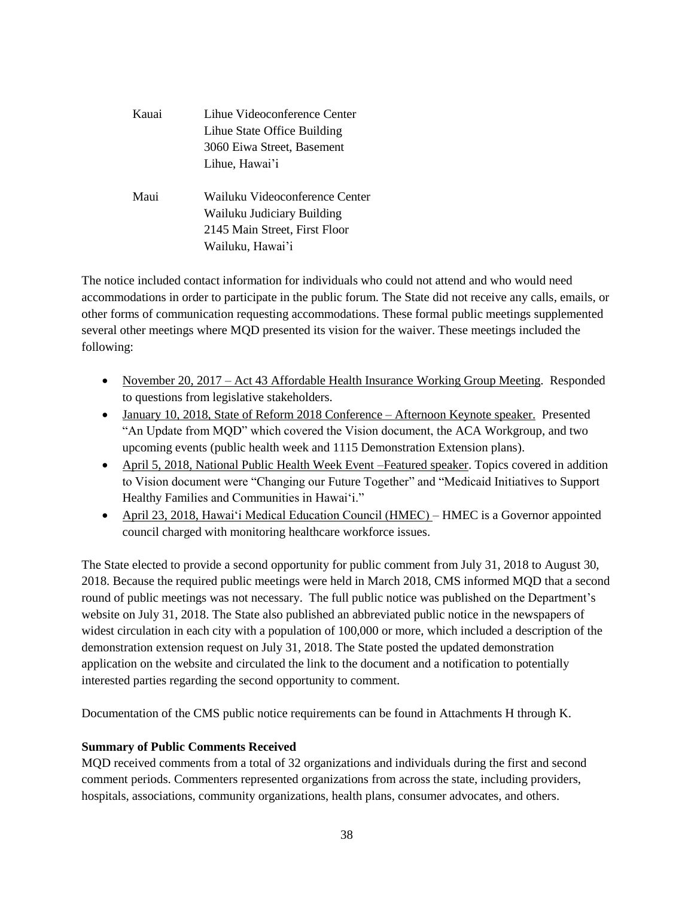Kauai Lihue Videoconference Center
Lihue State Office Building
3060 Eiwa Street, Basement
Lihue, Hawai'i

Maui Wailuku Videoconference Center
Wailuku Judiciary Building
2145 Main Street, First Floor
Wailuku, Hawai'i

The notice included contact information for individuals who could not attend and who would need accommodations in order to participate in the public forum. The State did not receive any calls, emails, or other forms of communication requesting accommodations. These formal public meetings supplemented several other meetings where MQD presented its vision for the waiver. These meetings included the following:

- November 20, 2017 – Act 43 Affordable Health Insurance Working Group Meeting. Responded to questions from legislative stakeholders.
- January 10, 2018, State of Reform 2018 Conference – Afternoon Keynote speaker. Presented "An Update from MQD" which covered the Vision document, the ACA Workgroup, and two upcoming events (public health week and 1115 Demonstration Extension plans).
- April 5, 2018, National Public Health Week Event –Featured speaker. Topics covered in addition to Vision document were "Changing our Future Together" and "Medicaid Initiatives to Support Healthy Families and Communities in Hawai'i."
- April 23, 2018, Hawai'i Medical Education Council (HMEC) – HMEC is a Governor appointed council charged with monitoring healthcare workforce issues.

The State elected to provide a second opportunity for public comment from July 31, 2018 to August 30, 2018. Because the required public meetings were held in March 2018, CMS informed MQD that a second round of public meetings was not necessary. The full public notice was published on the Department's website on July 31, 2018. The State also published an abbreviated public notice in the newspapers of widest circulation in each city with a population of 100,000 or more, which included a description of the demonstration extension request on July 31, 2018. The State posted the updated demonstration application on the website and circulated the link to the document and a notification to potentially interested parties regarding the second opportunity to comment.

Documentation of the CMS public notice requirements can be found in Attachments H through K.

**Summary of Public Comments Received**

MQD received comments from a total of 32 organizations and individuals during the first and second comment periods. Commenters represented organizations from across the state, including providers, hospitals, associations, community organizations, health plans, consumer advocates, and others.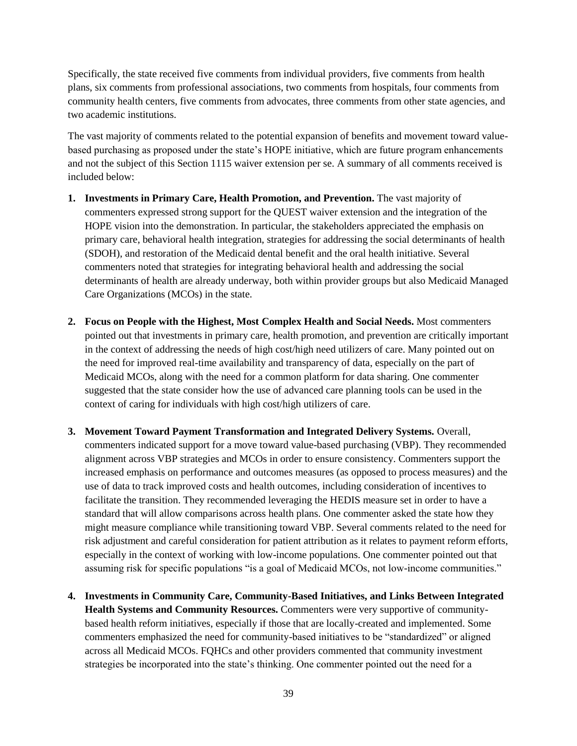Specifically, the state received five comments from individual providers, five comments from health plans, six comments from professional associations, two comments from hospitals, four comments from community health centers, five comments from advocates, three comments from other state agencies, and two academic institutions.

The vast majority of comments related to the potential expansion of benefits and movement toward value-based purchasing as proposed under the state's HOPE initiative, which are future program enhancements and not the subject of this Section 1115 waiver extension per se. A summary of all comments received is included below:

1. **Investments in Primary Care, Health Promotion, and Prevention.** The vast majority of commenters expressed strong support for the QUEST waiver extension and the integration of the HOPE vision into the demonstration. In particular, the stakeholders appreciated the emphasis on primary care, behavioral health integration, strategies for addressing the social determinants of health (SDOH), and restoration of the Medicaid dental benefit and the oral health initiative. Several commenters noted that strategies for integrating behavioral health and addressing the social determinants of health are already underway, both within provider groups but also Medicaid Managed Care Organizations (MCOs) in the state.

2. **Focus on People with the Highest, Most Complex Health and Social Needs.** Most commenters pointed out that investments in primary care, health promotion, and prevention are critically important in the context of addressing the needs of high cost/high need utilizers of care. Many pointed out on the need for improved real-time availability and transparency of data, especially on the part of Medicaid MCOs, along with the need for a common platform for data sharing. One commenter suggested that the state consider how the use of advanced care planning tools can be used in the context of caring for individuals with high cost/high utilizers of care.

3. **Movement Toward Payment Transformation and Integrated Delivery Systems.** Overall, commenters indicated support for a move toward value-based purchasing (VBP). They recommended alignment across VBP strategies and MCOs in order to ensure consistency. Commenters support the increased emphasis on performance and outcomes measures (as opposed to process measures) and the use of data to track improved costs and health outcomes, including consideration of incentives to facilitate the transition. They recommended leveraging the HEDIS measure set in order to have a standard that will allow comparisons across health plans. One commenter asked the state how they might measure compliance while transitioning toward VBP. Several comments related to the need for risk adjustment and careful consideration for patient attribution as it relates to payment reform efforts, especially in the context of working with low-income populations. One commenter pointed out that assuming risk for specific populations "is a goal of Medicaid MCOs, not low-income communities."

4. **Investments in Community Care, Community-Based Initiatives, and Links Between Integrated Health Systems and Community Resources.** Commenters were very supportive of community-based health reform initiatives, especially if those that are locally-created and implemented. Some commenters emphasized the need for community-based initiatives to be "standardized" or aligned across all Medicaid MCOs. FQHCs and other providers commented that community investment strategies be incorporated into the state's thinking. One commenter pointed out the need for a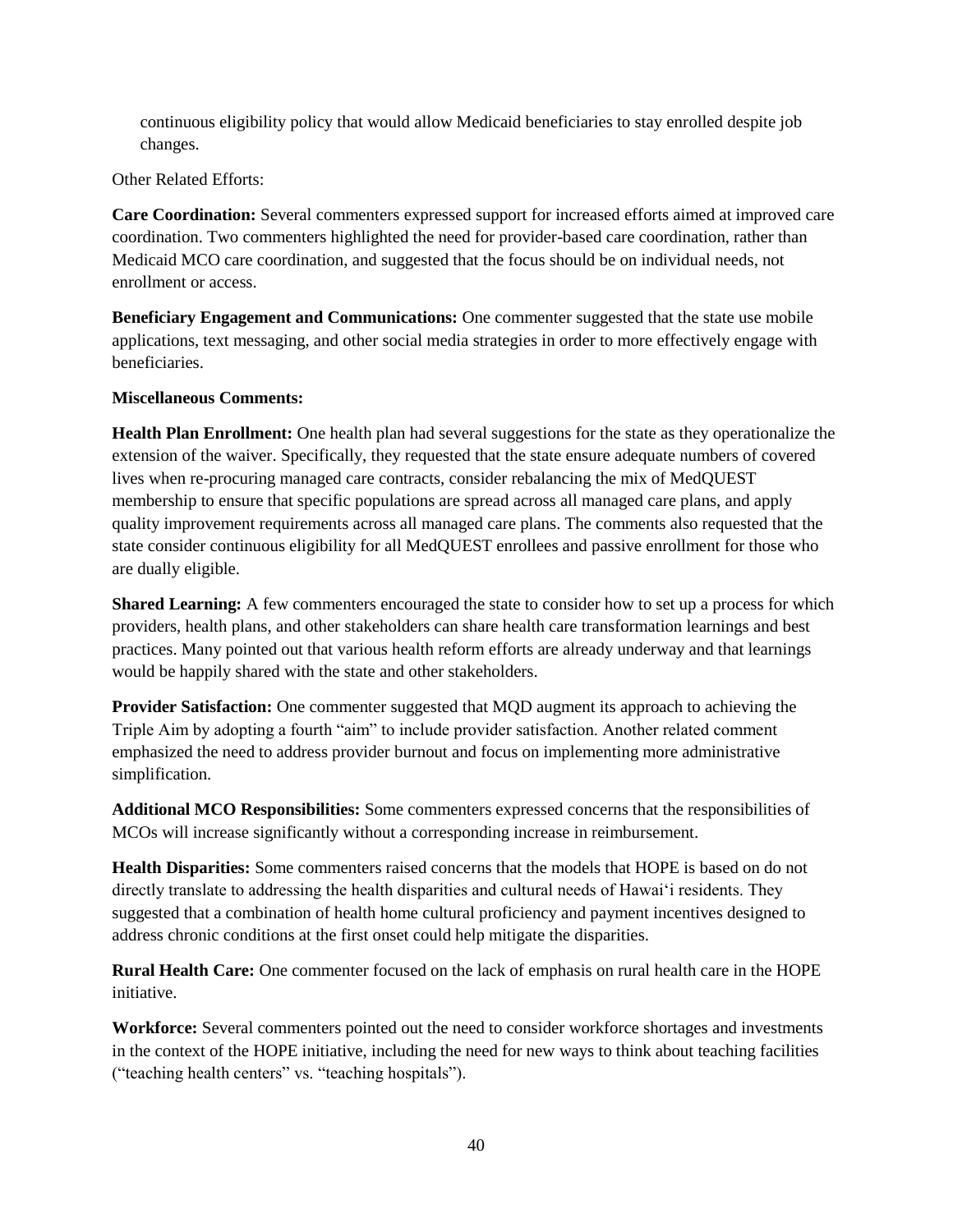continuous eligibility policy that would allow Medicaid beneficiaries to stay enrolled despite job changes.

Other Related Efforts:

**Care Coordination:** Several commenters expressed support for increased efforts aimed at improved care coordination. Two commenters highlighted the need for provider-based care coordination, rather than Medicaid MCO care coordination, and suggested that the focus should be on individual needs, not enrollment or access.

**Beneficiary Engagement and Communications:** One commenter suggested that the state use mobile applications, text messaging, and other social media strategies in order to more effectively engage with beneficiaries.

**Miscellaneous Comments:**

**Health Plan Enrollment:** One health plan had several suggestions for the state as they operationalize the extension of the waiver. Specifically, they requested that the state ensure adequate numbers of covered lives when re-procuring managed care contracts, consider rebalancing the mix of MedQUEST membership to ensure that specific populations are spread across all managed care plans, and apply quality improvement requirements across all managed care plans. The comments also requested that the state consider continuous eligibility for all MedQUEST enrollees and passive enrollment for those who are dually eligible.

**Shared Learning:** A few commenters encouraged the state to consider how to set up a process for which providers, health plans, and other stakeholders can share health care transformation learnings and best practices. Many pointed out that various health reform efforts are already underway and that learnings would be happily shared with the state and other stakeholders.

**Provider Satisfaction:** One commenter suggested that MQD augment its approach to achieving the Triple Aim by adopting a fourth "aim" to include provider satisfaction. Another related comment emphasized the need to address provider burnout and focus on implementing more administrative simplification.

**Additional MCO Responsibilities:** Some commenters expressed concerns that the responsibilities of MCOs will increase significantly without a corresponding increase in reimbursement.

**Health Disparities:** Some commenters raised concerns that the models that HOPE is based on do not directly translate to addressing the health disparities and cultural needs of Hawai'i residents. They suggested that a combination of health home cultural proficiency and payment incentives designed to address chronic conditions at the first onset could help mitigate the disparities.

**Rural Health Care:** One commenter focused on the lack of emphasis on rural health care in the HOPE initiative.

**Workforce:** Several commenters pointed out the need to consider workforce shortages and investments in the context of the HOPE initiative, including the need for new ways to think about teaching facilities ("teaching health centers" vs. "teaching hospitals").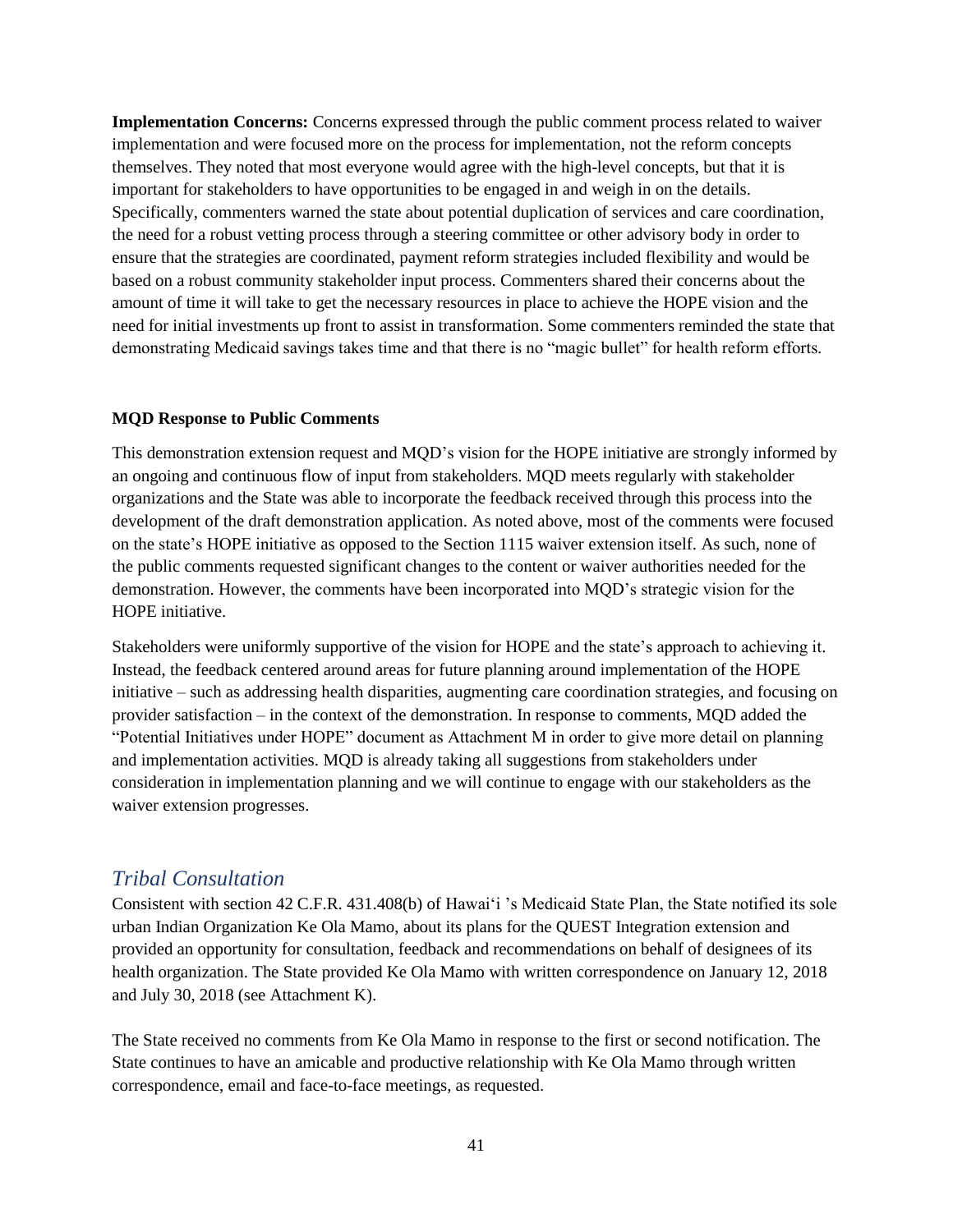**Implementation Concerns:** Concerns expressed through the public comment process related to waiver implementation and were focused more on the process for implementation, not the reform concepts themselves. They noted that most everyone would agree with the high-level concepts, but that it is important for stakeholders to have opportunities to be engaged in and weigh in on the details. Specifically, commenters warned the state about potential duplication of services and care coordination, the need for a robust vetting process through a steering committee or other advisory body in order to ensure that the strategies are coordinated, payment reform strategies included flexibility and would be based on a robust community stakeholder input process. Commenters shared their concerns about the amount of time it will take to get the necessary resources in place to achieve the HOPE vision and the need for initial investments up front to assist in transformation. Some commenters reminded the state that demonstrating Medicaid savings takes time and that there is no "magic bullet" for health reform efforts.

**MQD Response to Public Comments**

This demonstration extension request and MQD's vision for the HOPE initiative are strongly informed by an ongoing and continuous flow of input from stakeholders. MQD meets regularly with stakeholder organizations and the State was able to incorporate the feedback received through this process into the development of the draft demonstration application. As noted above, most of the comments were focused on the state's HOPE initiative as opposed to the Section 1115 waiver extension itself. As such, none of the public comments requested significant changes to the content or waiver authorities needed for the demonstration. However, the comments have been incorporated into MQD's strategic vision for the HOPE initiative.

Stakeholders were uniformly supportive of the vision for HOPE and the state's approach to achieving it. Instead, the feedback centered around areas for future planning around implementation of the HOPE initiative – such as addressing health disparities, augmenting care coordination strategies, and focusing on provider satisfaction – in the context of the demonstration. In response to comments, MQD added the "Potential Initiatives under HOPE" document as Attachment M in order to give more detail on planning and implementation activities. MQD is already taking all suggestions from stakeholders under consideration in implementation planning and we will continue to engage with our stakeholders as the waiver extension progresses.

## *Tribal Consultation*

Consistent with section 42 C.F.R. 431.408(b) of Hawai'i 's Medicaid State Plan, the State notified its sole urban Indian Organization Ke Ola Mamo, about its plans for the QUEST Integration extension and provided an opportunity for consultation, feedback and recommendations on behalf of designees of its health organization. The State provided Ke Ola Mamo with written correspondence on January 12, 2018 and July 30, 2018 (see Attachment K).

The State received no comments from Ke Ola Mamo in response to the first or second notification. The State continues to have an amicable and productive relationship with Ke Ola Mamo through written correspondence, email and face-to-face meetings, as requested.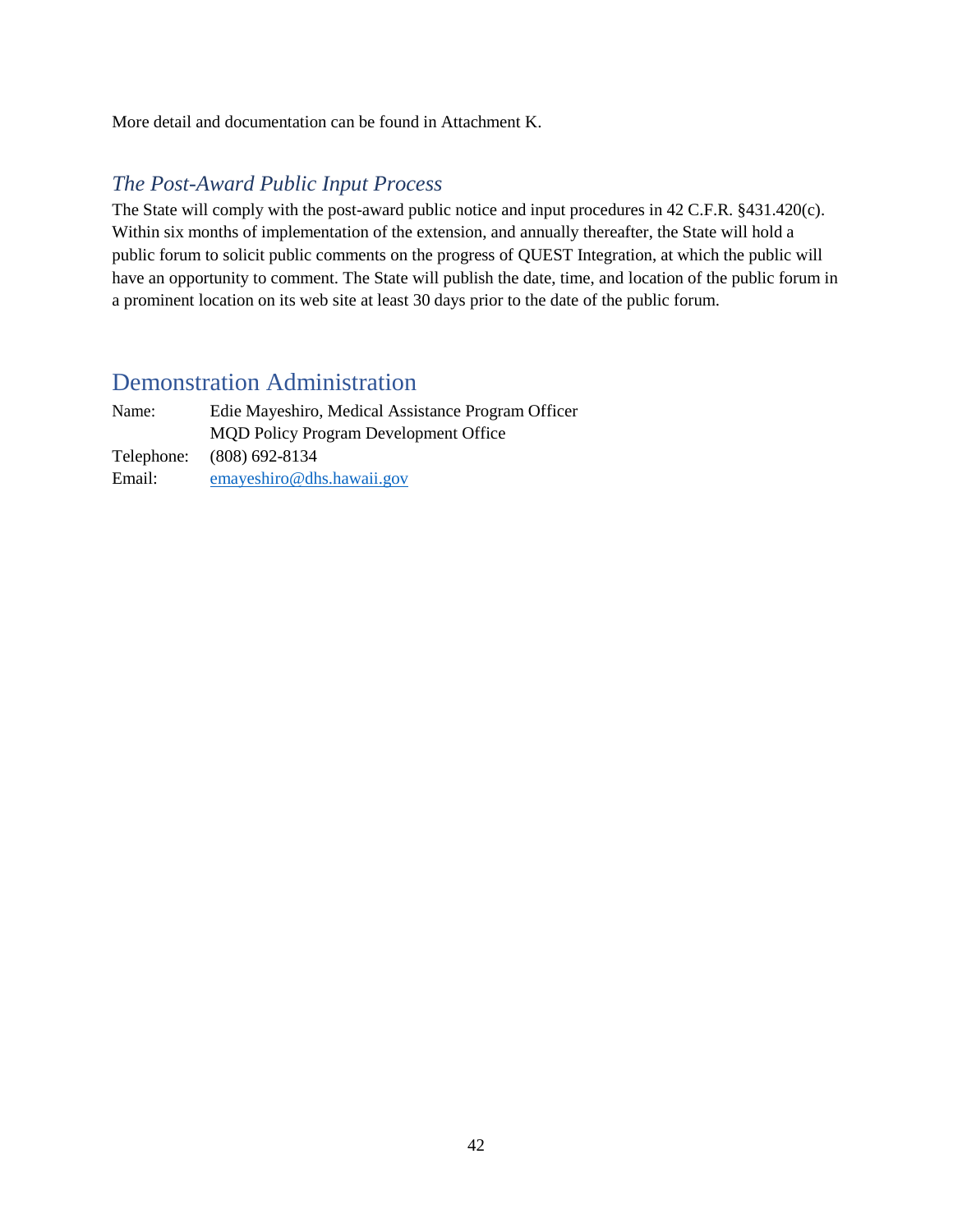More detail and documentation can be found in Attachment K.

### *The Post-Award Public Input Process*

The State will comply with the post-award public notice and input procedures in 42 C.F.R. §431.420(c). Within six months of implementation of the extension, and annually thereafter, the State will hold a public forum to solicit public comments on the progress of QUEST Integration, at which the public will have an opportunity to comment. The State will publish the date, time, and location of the public forum in a prominent location on its web site at least 30 days prior to the date of the public forum.

## Demonstration Administration

| | |
|---|---|
| Name: | Edie Mayeshiro, Medical Assistance Program Officer<br>MQD Policy Program Development Office |
| Telephone: | (808) 692-8134 |
| Email: | emayeshiro@dhs.hawaii.gov |